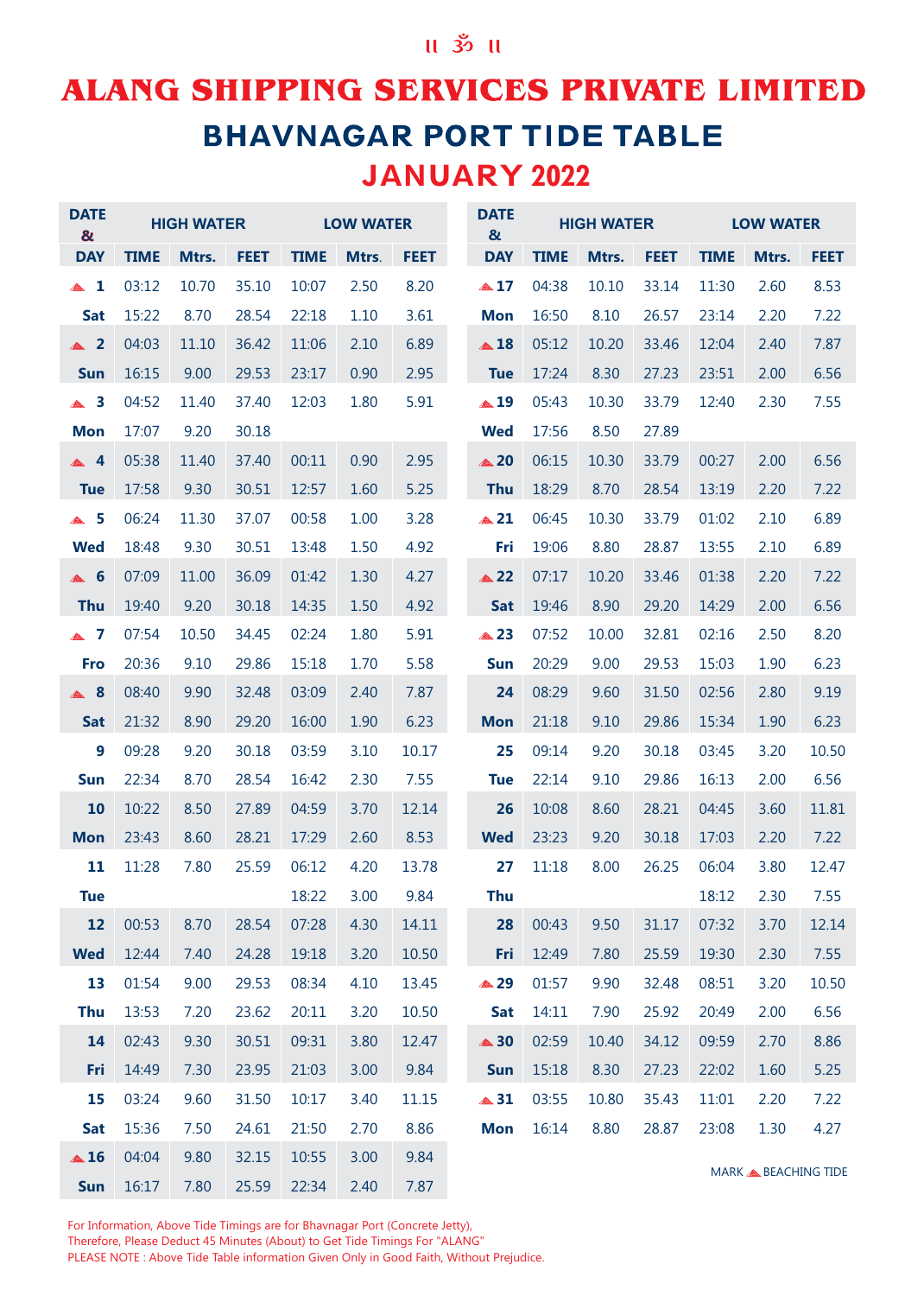॥ ॐ ॥

# ALANG SHIPPING SERVICES PRIVATE LIMITED

## BHAVNAGAR PORT TIDE TABLE

## JANUARY 2022

| DATE & | HIGH WATER | | | LOW WATER | | |
|---|---|---|---|---|---|---|
| DAY | TIME | Mtrs. | FEET | TIME | Mtrs. | FEET |
| ▲ 1 | 03:12 | 10.70 | 35.10 | 10:07 | 2.50 | 8.20 |
| Sat | 15:22 | 8.70 | 28.54 | 22:18 | 1.10 | 3.61 |
| ▲ 2 | 04:03 | 11.10 | 36.42 | 11:06 | 2.10 | 6.89 |
| Sun | 16:15 | 9.00 | 29.53 | 23:17 | 0.90 | 2.95 |
| ▲ 3 | 04:52 | 11.40 | 37.40 | 12:03 | 1.80 | 5.91 |
| Mon | 17:07 | 9.20 | 30.18 | | | |
| ▲ 4 | 05:38 | 11.40 | 37.40 | 00:11 | 0.90 | 2.95 |
| Tue | 17:58 | 9.30 | 30.51 | 12:57 | 1.60 | 5.25 |
| ▲ 5 | 06:24 | 11.30 | 37.07 | 00:58 | 1.00 | 3.28 |
| Wed | 18:48 | 9.30 | 30.51 | 13:48 | 1.50 | 4.92 |
| ▲ 6 | 07:09 | 11.00 | 36.09 | 01:42 | 1.30 | 4.27 |
| Thu | 19:40 | 9.20 | 30.18 | 14:35 | 1.50 | 4.92 |
| ▲ 7 | 07:54 | 10.50 | 34.45 | 02:24 | 1.80 | 5.91 |
| Fro | 20:36 | 9.10 | 29.86 | 15:18 | 1.70 | 5.58 |
| ▲ 8 | 08:40 | 9.90 | 32.48 | 03:09 | 2.40 | 7.87 |
| Sat | 21:32 | 8.90 | 29.20 | 16:00 | 1.90 | 6.23 |
| 9 | 09:28 | 9.20 | 30.18 | 03:59 | 3.10 | 10.17 |
| Sun | 22:34 | 8.70 | 28.54 | 16:42 | 2.30 | 7.55 |
| 10 | 10:22 | 8.50 | 27.89 | 04:59 | 3.70 | 12.14 |
| Mon | 23:43 | 8.60 | 28.21 | 17:29 | 2.60 | 8.53 |
| 11 | 11:28 | 7.80 | 25.59 | 06:12 | 4.20 | 13.78 |
| Tue | | | | 18:22 | 3.00 | 9.84 |
| 12 | 00:53 | 8.70 | 28.54 | 07:28 | 4.30 | 14.11 |
| Wed | 12:44 | 7.40 | 24.28 | 19:18 | 3.20 | 10.50 |
| 13 | 01:54 | 9.00 | 29.53 | 08:34 | 4.10 | 13.45 |
| Thu | 13:53 | 7.20 | 23.62 | 20:11 | 3.20 | 10.50 |
| 14 | 02:43 | 9.30 | 30.51 | 09:31 | 3.80 | 12.47 |
| Fri | 14:49 | 7.30 | 23.95 | 21:03 | 3.00 | 9.84 |
| 15 | 03:24 | 9.60 | 31.50 | 10:17 | 3.40 | 11.15 |
| Sat | 15:36 | 7.50 | 24.61 | 21:50 | 2.70 | 8.86 |
| ▲ 16 | 04:04 | 9.80 | 32.15 | 10:55 | 3.00 | 9.84 |
| Sun | 16:17 | 7.80 | 25.59 | 22:34 | 2.40 | 7.87 |
| ▲ 17 | 04:38 | 10.10 | 33.14 | 11:30 | 2.60 | 8.53 |
| Mon | 16:50 | 8.10 | 26.57 | 23:14 | 2.20 | 7.22 |
| ▲ 18 | 05:12 | 10.20 | 33.46 | 12:04 | 2.40 | 7.87 |
| Tue | 17:24 | 8.30 | 27.23 | 23:51 | 2.00 | 6.56 |
| ▲ 19 | 05:43 | 10.30 | 33.79 | 12:40 | 2.30 | 7.55 |
| Wed | 17:56 | 8.50 | 27.89 | | | |
| ▲ 20 | 06:15 | 10.30 | 33.79 | 00:27 | 2.00 | 6.56 |
| Thu | 18:29 | 8.70 | 28.54 | 13:19 | 2.20 | 7.22 |
| ▲ 21 | 06:45 | 10.30 | 33.79 | 01:02 | 2.10 | 6.89 |
| Fri | 19:06 | 8.80 | 28.87 | 13:55 | 2.10 | 6.89 |
| ▲ 22 | 07:17 | 10.20 | 33.46 | 01:38 | 2.20 | 7.22 |
| Sat | 19:46 | 8.90 | 29.20 | 14:29 | 2.00 | 6.56 |
| ▲ 23 | 07:52 | 10.00 | 32.81 | 02:16 | 2.50 | 8.20 |
| Sun | 20:29 | 9.00 | 29.53 | 15:03 | 1.90 | 6.23 |
| 24 | 08:29 | 9.60 | 31.50 | 02:56 | 2.80 | 9.19 |
| Mon | 21:18 | 9.10 | 29.86 | 15:34 | 1.90 | 6.23 |
| 25 | 09:14 | 9.20 | 30.18 | 03:45 | 3.20 | 10.50 |
| Tue | 22:14 | 9.10 | 29.86 | 16:13 | 2.00 | 6.56 |
| 26 | 10:08 | 8.60 | 28.21 | 04:45 | 3.60 | 11.81 |
| Wed | 23:23 | 9.20 | 30.18 | 17:03 | 2.20 | 7.22 |
| 27 | 11:18 | 8.00 | 26.25 | 06:04 | 3.80 | 12.47 |
| Thu | | | | 18:12 | 2.30 | 7.55 |
| 28 | 00:43 | 9.50 | 31.17 | 07:32 | 3.70 | 12.14 |
| Fri | 12:49 | 7.80 | 25.59 | 19:30 | 2.30 | 7.55 |
| ▲ 29 | 01:57 | 9.90 | 32.48 | 08:51 | 3.20 | 10.50 |
| Sat | 14:11 | 7.90 | 25.92 | 20:49 | 2.00 | 6.56 |
| ▲ 30 | 02:59 | 10.40 | 34.12 | 09:59 | 2.70 | 8.86 |
| Sun | 15:18 | 8.30 | 27.23 | 22:02 | 1.60 | 5.25 |
| ▲ 31 | 03:55 | 10.80 | 35.43 | 11:01 | 2.20 | 7.22 |
| Mon | 16:14 | 8.80 | 28.87 | 23:08 | 1.30 | 4.27 |

MARK ▲ BEACHING TIDE

For Information, Above Tide Timings are for Bhavnagar Port (Concrete Jetty),
Therefore, Please Deduct 45 Minutes (About) to Get Tide Timings For "ALANG"
PLEASE NOTE : Above Tide Table information Given Only in Good Faith, Without Prejudice.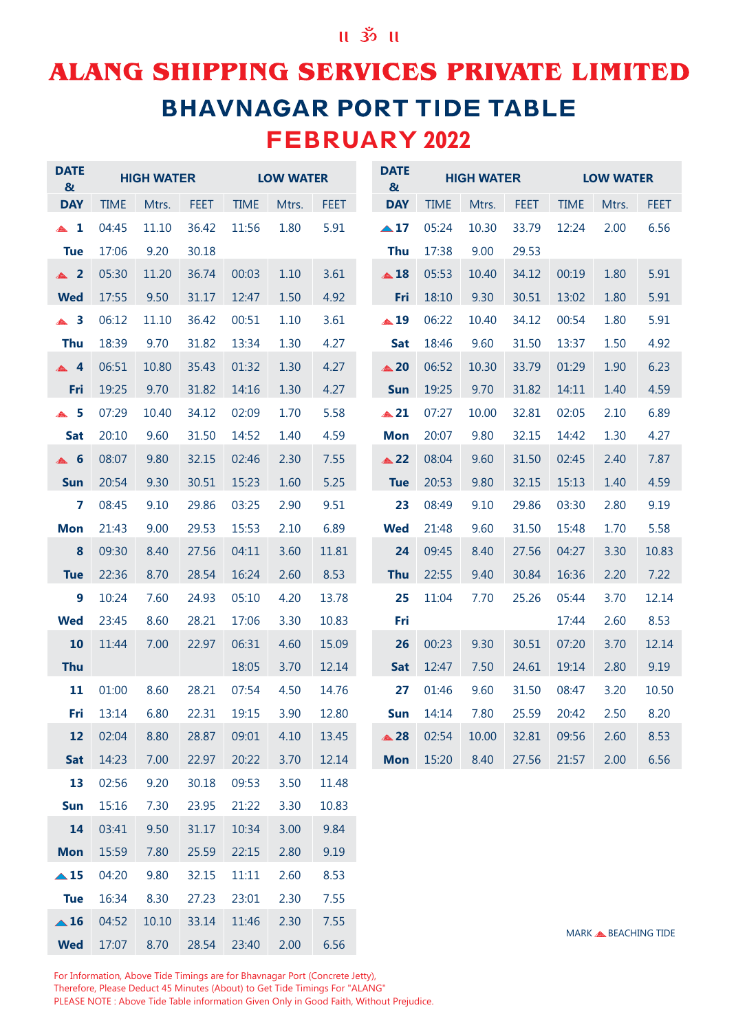॥ ॐ ॥

# ALANG SHIPPING SERVICES PRIVATE LIMITED

## BHAVNAGAR PORT TIDE TABLE

## FEBRUARY 2022

| DATE & DAY | HIGH WATER | | | LOW WATER | | |
|---|---|---|---|---|---|---|
| | TIME | Mtrs. | FEET | TIME | Mtrs. | FEET |
| ▲ 1 | 04:45 | 11.10 | 36.42 | 11:56 | 1.80 | 5.91 |
| Tue | 17:06 | 9.20 | 30.18 | | | |
| ▲ 2 | 05:30 | 11.20 | 36.74 | 00:03 | 1.10 | 3.61 |
| Wed | 17:55 | 9.50 | 31.17 | 12:47 | 1.50 | 4.92 |
| ▲ 3 | 06:12 | 11.10 | 36.42 | 00:51 | 1.10 | 3.61 |
| Thu | 18:39 | 9.70 | 31.82 | 13:34 | 1.30 | 4.27 |
| ▲ 4 | 06:51 | 10.80 | 35.43 | 01:32 | 1.30 | 4.27 |
| Fri | 19:25 | 9.70 | 31.82 | 14:16 | 1.30 | 4.27 |
| ▲ 5 | 07:29 | 10.40 | 34.12 | 02:09 | 1.70 | 5.58 |
| Sat | 20:10 | 9.60 | 31.50 | 14:52 | 1.40 | 4.59 |
| ▲ 6 | 08:07 | 9.80 | 32.15 | 02:46 | 2.30 | 7.55 |
| Sun | 20:54 | 9.30 | 30.51 | 15:23 | 1.60 | 5.25 |
| 7 | 08:45 | 9.10 | 29.86 | 03:25 | 2.90 | 9.51 |
| Mon | 21:43 | 9.00 | 29.53 | 15:53 | 2.10 | 6.89 |
| 8 | 09:30 | 8.40 | 27.56 | 04:11 | 3.60 | 11.81 |
| Tue | 22:36 | 8.70 | 28.54 | 16:24 | 2.60 | 8.53 |
| 9 | 10:24 | 7.60 | 24.93 | 05:10 | 4.20 | 13.78 |
| Wed | 23:45 | 8.60 | 28.21 | 17:06 | 3.30 | 10.83 |
| 10 | 11:44 | 7.00 | 22.97 | 06:31 | 4.60 | 15.09 |
| Thu | | | | 18:05 | 3.70 | 12.14 |
| 11 | 01:00 | 8.60 | 28.21 | 07:54 | 4.50 | 14.76 |
| Fri | 13:14 | 6.80 | 22.31 | 19:15 | 3.90 | 12.80 |
| 12 | 02:04 | 8.80 | 28.87 | 09:01 | 4.10 | 13.45 |
| Sat | 14:23 | 7.00 | 22.97 | 20:22 | 3.70 | 12.14 |
| 13 | 02:56 | 9.20 | 30.18 | 09:53 | 3.50 | 11.48 |
| Sun | 15:16 | 7.30 | 23.95 | 21:22 | 3.30 | 10.83 |
| 14 | 03:41 | 9.50 | 31.17 | 10:34 | 3.00 | 9.84 |
| Mon | 15:59 | 7.80 | 25.59 | 22:15 | 2.80 | 9.19 |
| ▲ 15 | 04:20 | 9.80 | 32.15 | 11:11 | 2.60 | 8.53 |
| Tue | 16:34 | 8.30 | 27.23 | 23:01 | 2.30 | 7.55 |
| ▲ 16 | 04:52 | 10.10 | 33.14 | 11:46 | 2.30 | 7.55 |
| Wed | 17:07 | 8.70 | 28.54 | 23:40 | 2.00 | 6.56 |
| ▲ 17 | 05:24 | 10.30 | 33.79 | 12:24 | 2.00 | 6.56 |
| Thu | 17:38 | 9.00 | 29.53 | | | |
| ▲ 18 | 05:53 | 10.40 | 34.12 | 00:19 | 1.80 | 5.91 |
| Fri | 18:10 | 9.30 | 30.51 | 13:02 | 1.80 | 5.91 |
| ▲ 19 | 06:22 | 10.40 | 34.12 | 00:54 | 1.80 | 5.91 |
| Sat | 18:46 | 9.60 | 31.50 | 13:37 | 1.50 | 4.92 |
| ▲ 20 | 06:52 | 10.30 | 33.79 | 01:29 | 1.90 | 6.23 |
| Sun | 19:25 | 9.70 | 31.82 | 14:11 | 1.40 | 4.59 |
| ▲ 21 | 07:27 | 10.00 | 32.81 | 02:05 | 2.10 | 6.89 |
| Mon | 20:07 | 9.80 | 32.15 | 14:42 | 1.30 | 4.27 |
| ▲ 22 | 08:04 | 9.60 | 31.50 | 02:45 | 2.40 | 7.87 |
| Tue | 20:53 | 9.80 | 32.15 | 15:13 | 1.40 | 4.59 |
| 23 | 08:49 | 9.10 | 29.86 | 03:30 | 2.80 | 9.19 |
| Wed | 21:48 | 9.60 | 31.50 | 15:48 | 1.70 | 5.58 |
| 24 | 09:45 | 8.40 | 27.56 | 04:27 | 3.30 | 10.83 |
| Thu | 22:55 | 9.40 | 30.84 | 16:36 | 2.20 | 7.22 |
| 25 | 11:04 | 7.70 | 25.26 | 05:44 | 3.70 | 12.14 |
| Fri | | | | 17:44 | 2.60 | 8.53 |
| 26 | 00:23 | 9.30 | 30.51 | 07:20 | 3.70 | 12.14 |
| Sat | 12:47 | 7.50 | 24.61 | 19:14 | 2.80 | 9.19 |
| 27 | 01:46 | 9.60 | 31.50 | 08:47 | 3.20 | 10.50 |
| Sun | 14:14 | 7.80 | 25.59 | 20:42 | 2.50 | 8.20 |
| ▲ 28 | 02:54 | 10.00 | 32.81 | 09:56 | 2.60 | 8.53 |
| Mon | 15:20 | 8.40 | 27.56 | 21:57 | 2.00 | 6.56 |

MARK ▲ BEACHING TIDE

For Information, Above Tide Timings are for Bhavnagar Port (Concrete Jetty),
Therefore, Please Deduct 45 Minutes (About) to Get Tide Timings For "ALANG"
PLEASE NOTE : Above Tide Table information Given Only in Good Faith, Without Prejudice.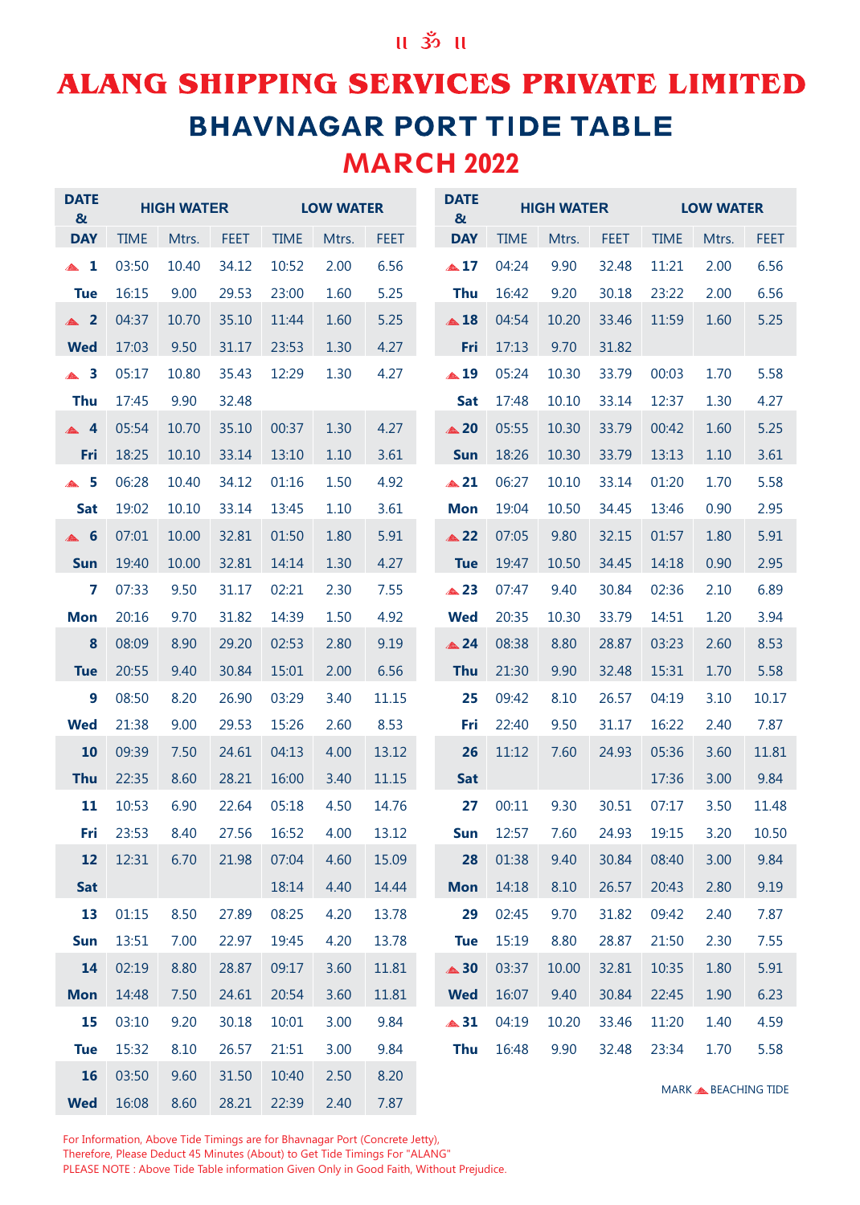॥ ॐ ॥

# ALANG SHIPPING SERVICES PRIVATE LIMITED

## BHAVNAGAR PORT TIDE TABLE

## MARCH 2022

| DATE & DAY | HIGH WATER | | | LOW WATER | | |
|---|---|---|---|---|---|---|
| | TIME | Mtrs. | FEET | TIME | Mtrs. | FEET |
| ▲ 1 | 03:50 | 10.40 | 34.12 | 10:52 | 2.00 | 6.56 |
| Tue | 16:15 | 9.00 | 29.53 | 23:00 | 1.60 | 5.25 |
| ▲ 2 | 04:37 | 10.70 | 35.10 | 11:44 | 1.60 | 5.25 |
| Wed | 17:03 | 9.50 | 31.17 | 23:53 | 1.30 | 4.27 |
| ▲ 3 | 05:17 | 10.80 | 35.43 | 12:29 | 1.30 | 4.27 |
| Thu | 17:45 | 9.90 | 32.48 | | | |
| ▲ 4 | 05:54 | 10.70 | 35.10 | 00:37 | 1.30 | 4.27 |
| Fri | 18:25 | 10.10 | 33.14 | 13:10 | 1.10 | 3.61 |
| ▲ 5 | 06:28 | 10.40 | 34.12 | 01:16 | 1.50 | 4.92 |
| Sat | 19:02 | 10.10 | 33.14 | 13:45 | 1.10 | 3.61 |
| ▲ 6 | 07:01 | 10.00 | 32.81 | 01:50 | 1.80 | 5.91 |
| Sun | 19:40 | 10.00 | 32.81 | 14:14 | 1.30 | 4.27 |
| 7 | 07:33 | 9.50 | 31.17 | 02:21 | 2.30 | 7.55 |
| Mon | 20:16 | 9.70 | 31.82 | 14:39 | 1.50 | 4.92 |
| 8 | 08:09 | 8.90 | 29.20 | 02:53 | 2.80 | 9.19 |
| Tue | 20:55 | 9.40 | 30.84 | 15:01 | 2.00 | 6.56 |
| 9 | 08:50 | 8.20 | 26.90 | 03:29 | 3.40 | 11.15 |
| Wed | 21:38 | 9.00 | 29.53 | 15:26 | 2.60 | 8.53 |
| 10 | 09:39 | 7.50 | 24.61 | 04:13 | 4.00 | 13.12 |
| Thu | 22:35 | 8.60 | 28.21 | 16:00 | 3.40 | 11.15 |
| 11 | 10:53 | 6.90 | 22.64 | 05:18 | 4.50 | 14.76 |
| Fri | 23:53 | 8.40 | 27.56 | 16:52 | 4.00 | 13.12 |
| 12 | 12:31 | 6.70 | 21.98 | 07:04 | 4.60 | 15.09 |
| Sat | | | | 18:14 | 4.40 | 14.44 |
| 13 | 01:15 | 8.50 | 27.89 | 08:25 | 4.20 | 13.78 |
| Sun | 13:51 | 7.00 | 22.97 | 19:45 | 4.20 | 13.78 |
| 14 | 02:19 | 8.80 | 28.87 | 09:17 | 3.60 | 11.81 |
| Mon | 14:48 | 7.50 | 24.61 | 20:54 | 3.60 | 11.81 |
| 15 | 03:10 | 9.20 | 30.18 | 10:01 | 3.00 | 9.84 |
| Tue | 15:32 | 8.10 | 26.57 | 21:51 | 3.00 | 9.84 |
| 16 | 03:50 | 9.60 | 31.50 | 10:40 | 2.50 | 8.20 |
| Wed | 16:08 | 8.60 | 28.21 | 22:39 | 2.40 | 7.87 |
| ▲ 17 | 04:24 | 9.90 | 32.48 | 11:21 | 2.00 | 6.56 |
| Thu | 16:42 | 9.20 | 30.18 | 23:22 | 2.00 | 6.56 |
| ▲ 18 | 04:54 | 10.20 | 33.46 | 11:59 | 1.60 | 5.25 |
| Fri | 17:13 | 9.70 | 31.82 | | | |
| ▲ 19 | 05:24 | 10.30 | 33.79 | 00:03 | 1.70 | 5.58 |
| Sat | 17:48 | 10.10 | 33.14 | 12:37 | 1.30 | 4.27 |
| ▲ 20 | 05:55 | 10.30 | 33.79 | 00:42 | 1.60 | 5.25 |
| Sun | 18:26 | 10.30 | 33.79 | 13:13 | 1.10 | 3.61 |
| ▲ 21 | 06:27 | 10.10 | 33.14 | 01:20 | 1.70 | 5.58 |
| Mon | 19:04 | 10.50 | 34.45 | 13:46 | 0.90 | 2.95 |
| ▲ 22 | 07:05 | 9.80 | 32.15 | 01:57 | 1.80 | 5.91 |
| Tue | 19:47 | 10.50 | 34.45 | 14:18 | 0.90 | 2.95 |
| ▲ 23 | 07:47 | 9.40 | 30.84 | 02:36 | 2.10 | 6.89 |
| Wed | 20:35 | 10.30 | 33.79 | 14:51 | 1.20 | 3.94 |
| ▲ 24 | 08:38 | 8.80 | 28.87 | 03:23 | 2.60 | 8.53 |
| Thu | 21:30 | 9.90 | 32.48 | 15:31 | 1.70 | 5.58 |
| 25 | 09:42 | 8.10 | 26.57 | 04:19 | 3.10 | 10.17 |
| Fri | 22:40 | 9.50 | 31.17 | 16:22 | 2.40 | 7.87 |
| 26 | 11:12 | 7.60 | 24.93 | 05:36 | 3.60 | 11.81 |
| Sat | | | | 17:36 | 3.00 | 9.84 |
| 27 | 00:11 | 9.30 | 30.51 | 07:17 | 3.50 | 11.48 |
| Sun | 12:57 | 7.60 | 24.93 | 19:15 | 3.20 | 10.50 |
| 28 | 01:38 | 9.40 | 30.84 | 08:40 | 3.00 | 9.84 |
| Mon | 14:18 | 8.10 | 26.57 | 20:43 | 2.80 | 9.19 |
| 29 | 02:45 | 9.70 | 31.82 | 09:42 | 2.40 | 7.87 |
| Tue | 15:19 | 8.80 | 28.87 | 21:50 | 2.30 | 7.55 |
| ▲ 30 | 03:37 | 10.00 | 32.81 | 10:35 | 1.80 | 5.91 |
| Wed | 16:07 | 9.40 | 30.84 | 22:45 | 1.90 | 6.23 |
| ▲ 31 | 04:19 | 10.20 | 33.46 | 11:20 | 1.40 | 4.59 |
| Thu | 16:48 | 9.90 | 32.48 | 23:34 | 1.70 | 5.58 |

MARK ▲ BEACHING TIDE

For Information, Above Tide Timings are for Bhavnagar Port (Concrete Jetty),
Therefore, Please Deduct 45 Minutes (About) to Get Tide Timings For "ALANG"
PLEASE NOTE : Above Tide Table information Given Only in Good Faith, Without Prejudice.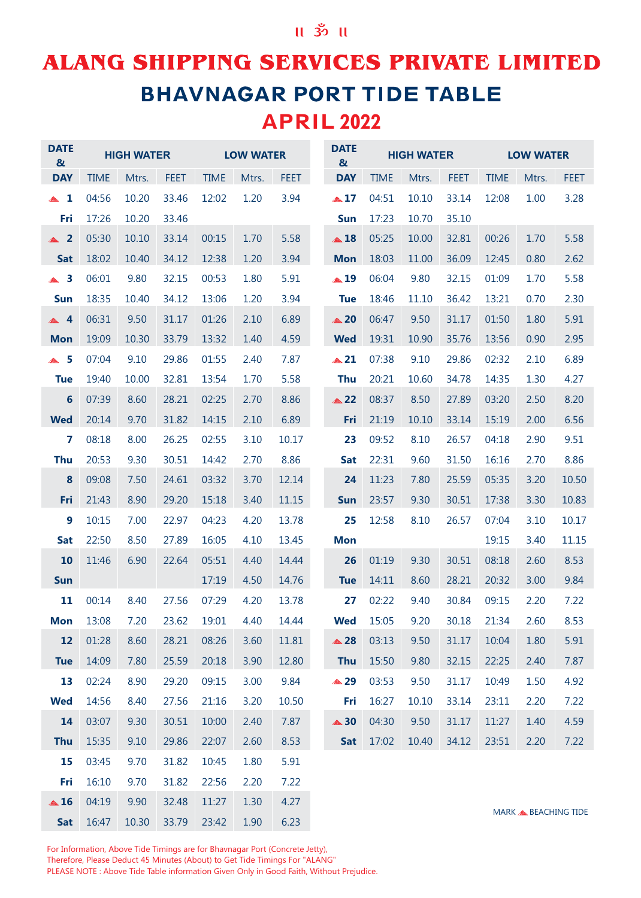॥ ॐ ॥

# ALANG SHIPPING SERVICES PRIVATE LIMITED

## BHAVNAGAR PORT TIDE TABLE

## APRIL 2022

| DATE & DAY | HIGH WATER | | | LOW WATER | | |
|---|---|---|---|---|---|---|
| | TIME | Mtrs. | FEET | TIME | Mtrs. | FEET |
| ▲ 1 | 04:56 | 10.20 | 33.46 | 12:02 | 1.20 | 3.94 |
| Fri | 17:26 | 10.20 | 33.46 | | | |
| ▲ 2 | 05:30 | 10.10 | 33.14 | 00:15 | 1.70 | 5.58 |
| Sat | 18:02 | 10.40 | 34.12 | 12:38 | 1.20 | 3.94 |
| ▲ 3 | 06:01 | 9.80 | 32.15 | 00:53 | 1.80 | 5.91 |
| Sun | 18:35 | 10.40 | 34.12 | 13:06 | 1.20 | 3.94 |
| ▲ 4 | 06:31 | 9.50 | 31.17 | 01:26 | 2.10 | 6.89 |
| Mon | 19:09 | 10.30 | 33.79 | 13:32 | 1.40 | 4.59 |
| ▲ 5 | 07:04 | 9.10 | 29.86 | 01:55 | 2.40 | 7.87 |
| Tue | 19:40 | 10.00 | 32.81 | 13:54 | 1.70 | 5.58 |
| 6 | 07:39 | 8.60 | 28.21 | 02:25 | 2.70 | 8.86 |
| Wed | 20:14 | 9.70 | 31.82 | 14:15 | 2.10 | 6.89 |
| 7 | 08:18 | 8.00 | 26.25 | 02:55 | 3.10 | 10.17 |
| Thu | 20:53 | 9.30 | 30.51 | 14:42 | 2.70 | 8.86 |
| 8 | 09:08 | 7.50 | 24.61 | 03:32 | 3.70 | 12.14 |
| Fri | 21:43 | 8.90 | 29.20 | 15:18 | 3.40 | 11.15 |
| 9 | 10:15 | 7.00 | 22.97 | 04:23 | 4.20 | 13.78 |
| Sat | 22:50 | 8.50 | 27.89 | 16:05 | 4.10 | 13.45 |
| 10 | 11:46 | 6.90 | 22.64 | 05:51 | 4.40 | 14.44 |
| Sun | | | | 17:19 | 4.50 | 14.76 |
| 11 | 00:14 | 8.40 | 27.56 | 07:29 | 4.20 | 13.78 |
| Mon | 13:08 | 7.20 | 23.62 | 19:01 | 4.40 | 14.44 |
| 12 | 01:28 | 8.60 | 28.21 | 08:26 | 3.60 | 11.81 |
| Tue | 14:09 | 7.80 | 25.59 | 20:18 | 3.90 | 12.80 |
| 13 | 02:24 | 8.90 | 29.20 | 09:15 | 3.00 | 9.84 |
| Wed | 14:56 | 8.40 | 27.56 | 21:16 | 3.20 | 10.50 |
| 14 | 03:07 | 9.30 | 30.51 | 10:00 | 2.40 | 7.87 |
| Thu | 15:35 | 9.10 | 29.86 | 22:07 | 2.60 | 8.53 |
| 15 | 03:45 | 9.70 | 31.82 | 10:45 | 1.80 | 5.91 |
| Fri | 16:10 | 9.70 | 31.82 | 22:56 | 2.20 | 7.22 |
| ▲ 16 | 04:19 | 9.90 | 32.48 | 11:27 | 1.30 | 4.27 |
| Sat | 16:47 | 10.30 | 33.79 | 23:42 | 1.90 | 6.23 |
| ▲ 17 | 04:51 | 10.10 | 33.14 | 12:08 | 1.00 | 3.28 |
| Sun | 17:23 | 10.70 | 35.10 | | | |
| ▲ 18 | 05:25 | 10.00 | 32.81 | 00:26 | 1.70 | 5.58 |
| Mon | 18:03 | 11.00 | 36.09 | 12:45 | 0.80 | 2.62 |
| ▲ 19 | 06:04 | 9.80 | 32.15 | 01:09 | 1.70 | 5.58 |
| Tue | 18:46 | 11.10 | 36.42 | 13:21 | 0.70 | 2.30 |
| ▲ 20 | 06:47 | 9.50 | 31.17 | 01:50 | 1.80 | 5.91 |
| Wed | 19:31 | 10.90 | 35.76 | 13:56 | 0.90 | 2.95 |
| ▲ 21 | 07:38 | 9.10 | 29.86 | 02:32 | 2.10 | 6.89 |
| Thu | 20:21 | 10.60 | 34.78 | 14:35 | 1.30 | 4.27 |
| ▲ 22 | 08:37 | 8.50 | 27.89 | 03:20 | 2.50 | 8.20 |
| Fri | 21:19 | 10.10 | 33.14 | 15:19 | 2.00 | 6.56 |
| 23 | 09:52 | 8.10 | 26.57 | 04:18 | 2.90 | 9.51 |
| Sat | 22:31 | 9.60 | 31.50 | 16:16 | 2.70 | 8.86 |
| 24 | 11:23 | 7.80 | 25.59 | 05:35 | 3.20 | 10.50 |
| Sun | 23:57 | 9.30 | 30.51 | 17:38 | 3.30 | 10.83 |
| 25 | 12:58 | 8.10 | 26.57 | 07:04 | 3.10 | 10.17 |
| Mon | | | | 19:15 | 3.40 | 11.15 |
| 26 | 01:19 | 9.30 | 30.51 | 08:18 | 2.60 | 8.53 |
| Tue | 14:11 | 8.60 | 28.21 | 20:32 | 3.00 | 9.84 |
| 27 | 02:22 | 9.40 | 30.84 | 09:15 | 2.20 | 7.22 |
| Wed | 15:05 | 9.20 | 30.18 | 21:34 | 2.60 | 8.53 |
| ▲ 28 | 03:13 | 9.50 | 31.17 | 10:04 | 1.80 | 5.91 |
| Thu | 15:50 | 9.80 | 32.15 | 22:25 | 2.40 | 7.87 |
| ▲ 29 | 03:53 | 9.50 | 31.17 | 10:49 | 1.50 | 4.92 |
| Fri | 16:27 | 10.10 | 33.14 | 23:11 | 2.20 | 7.22 |
| ▲ 30 | 04:30 | 9.50 | 31.17 | 11:27 | 1.40 | 4.59 |
| Sat | 17:02 | 10.40 | 34.12 | 23:51 | 2.20 | 7.22 |

MARK ▲ BEACHING TIDE

For Information, Above Tide Timings are for Bhavnagar Port (Concrete Jetty),
Therefore, Please Deduct 45 Minutes (About) to Get Tide Timings For "ALANG"
PLEASE NOTE : Above Tide Table information Given Only in Good Faith, Without Prejudice.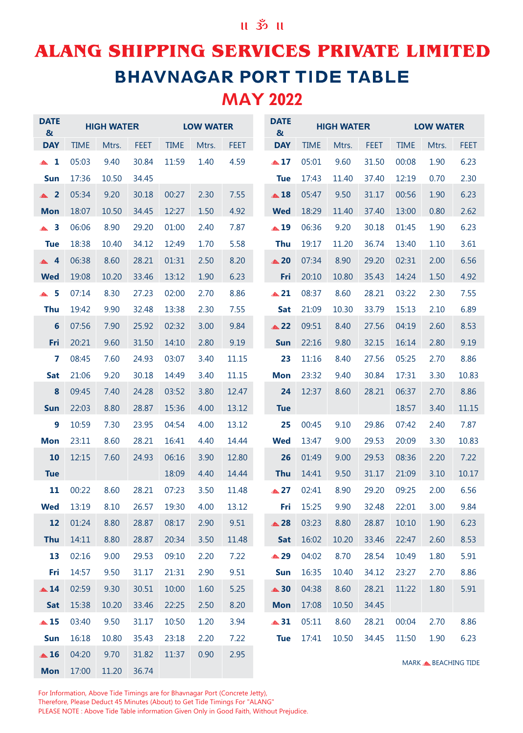॥ ॐ ॥

# ALANG SHIPPING SERVICES PRIVATE LIMITED

## BHAVNAGAR PORT TIDE TABLE

## MAY 2022

| DATE & DAY | HIGH WATER TIME | HIGH WATER Mtrs. | HIGH WATER FEET | LOW WATER TIME | LOW WATER Mtrs. | LOW WATER FEET |
|---|---|---|---|---|---|---|
| ▲ 1 | 05:03 | 9.40 | 30.84 | 11:59 | 1.40 | 4.59 |
| Sun | 17:36 | 10.50 | 34.45 | | | |
| ▲ 2 | 05:34 | 9.20 | 30.18 | 00:27 | 2.30 | 7.55 |
| Mon | 18:07 | 10.50 | 34.45 | 12:27 | 1.50 | 4.92 |
| ▲ 3 | 06:06 | 8.90 | 29.20 | 01:00 | 2.40 | 7.87 |
| Tue | 18:38 | 10.40 | 34.12 | 12:49 | 1.70 | 5.58 |
| ▲ 4 | 06:38 | 8.60 | 28.21 | 01:31 | 2.50 | 8.20 |
| Wed | 19:08 | 10.20 | 33.46 | 13:12 | 1.90 | 6.23 |
| ▲ 5 | 07:14 | 8.30 | 27.23 | 02:00 | 2.70 | 8.86 |
| Thu | 19:42 | 9.90 | 32.48 | 13:38 | 2.30 | 7.55 |
| 6 | 07:56 | 7.90 | 25.92 | 02:32 | 3.00 | 9.84 |
| Fri | 20:21 | 9.60 | 31.50 | 14:10 | 2.80 | 9.19 |
| 7 | 08:45 | 7.60 | 24.93 | 03:07 | 3.40 | 11.15 |
| Sat | 21:06 | 9.20 | 30.18 | 14:49 | 3.40 | 11.15 |
| 8 | 09:45 | 7.40 | 24.28 | 03:52 | 3.80 | 12.47 |
| Sun | 22:03 | 8.80 | 28.87 | 15:36 | 4.00 | 13.12 |
| 9 | 10:59 | 7.30 | 23.95 | 04:54 | 4.00 | 13.12 |
| Mon | 23:11 | 8.60 | 28.21 | 16:41 | 4.40 | 14.44 |
| 10 | 12:15 | 7.60 | 24.93 | 06:16 | 3.90 | 12.80 |
| Tue | | | | 18:09 | 4.40 | 14.44 |
| 11 | 00:22 | 8.60 | 28.21 | 07:23 | 3.50 | 11.48 |
| Wed | 13:19 | 8.10 | 26.57 | 19:30 | 4.00 | 13.12 |
| 12 | 01:24 | 8.80 | 28.87 | 08:17 | 2.90 | 9.51 |
| Thu | 14:11 | 8.80 | 28.87 | 20:34 | 3.50 | 11.48 |
| 13 | 02:16 | 9.00 | 29.53 | 09:10 | 2.20 | 7.22 |
| Fri | 14:57 | 9.50 | 31.17 | 21:31 | 2.90 | 9.51 |
| ▲ 14 | 02:59 | 9.30 | 30.51 | 10:00 | 1.60 | 5.25 |
| Sat | 15:38 | 10.20 | 33.46 | 22:25 | 2.50 | 8.20 |
| ▲ 15 | 03:40 | 9.50 | 31.17 | 10:50 | 1.20 | 3.94 |
| Sun | 16:18 | 10.80 | 35.43 | 23:18 | 2.20 | 7.22 |
| ▲ 16 | 04:20 | 9.70 | 31.82 | 11:37 | 0.90 | 2.95 |
| Mon | 17:00 | 11.20 | 36.74 | | | |
| ▲ 17 | 05:01 | 9.60 | 31.50 | 00:08 | 1.90 | 6.23 |
| Tue | 17:43 | 11.40 | 37.40 | 12:19 | 0.70 | 2.30 |
| ▲ 18 | 05:47 | 9.50 | 31.17 | 00:56 | 1.90 | 6.23 |
| Wed | 18:29 | 11.40 | 37.40 | 13:00 | 0.80 | 2.62 |
| ▲ 19 | 06:36 | 9.20 | 30.18 | 01:45 | 1.90 | 6.23 |
| Thu | 19:17 | 11.20 | 36.74 | 13:40 | 1.10 | 3.61 |
| ▲ 20 | 07:34 | 8.90 | 29.20 | 02:31 | 2.00 | 6.56 |
| Fri | 20:10 | 10.80 | 35.43 | 14:24 | 1.50 | 4.92 |
| ▲ 21 | 08:37 | 8.60 | 28.21 | 03:22 | 2.30 | 7.55 |
| Sat | 21:09 | 10.30 | 33.79 | 15:13 | 2.10 | 6.89 |
| ▲ 22 | 09:51 | 8.40 | 27.56 | 04:19 | 2.60 | 8.53 |
| Sun | 22:16 | 9.80 | 32.15 | 16:14 | 2.80 | 9.19 |
| 23 | 11:16 | 8.40 | 27.56 | 05:25 | 2.70 | 8.86 |
| Mon | 23:32 | 9.40 | 30.84 | 17:31 | 3.30 | 10.83 |
| 24 | 12:37 | 8.60 | 28.21 | 06:37 | 2.70 | 8.86 |
| Tue | | | | 18:57 | 3.40 | 11.15 |
| 25 | 00:45 | 9.10 | 29.86 | 07:42 | 2.40 | 7.87 |
| Wed | 13:47 | 9.00 | 29.53 | 20:09 | 3.30 | 10.83 |
| 26 | 01:49 | 9.00 | 29.53 | 08:36 | 2.20 | 7.22 |
| Thu | 14:41 | 9.50 | 31.17 | 21:09 | 3.10 | 10.17 |
| ▲ 27 | 02:41 | 8.90 | 29.20 | 09:25 | 2.00 | 6.56 |
| Fri | 15:25 | 9.90 | 32.48 | 22:01 | 3.00 | 9.84 |
| ▲ 28 | 03:23 | 8.80 | 28.87 | 10:10 | 1.90 | 6.23 |
| Sat | 16:02 | 10.20 | 33.46 | 22:47 | 2.60 | 8.53 |
| ▲ 29 | 04:02 | 8.70 | 28.54 | 10:49 | 1.80 | 5.91 |
| Sun | 16:35 | 10.40 | 34.12 | 23:27 | 2.70 | 8.86 |
| ▲ 30 | 04:38 | 8.60 | 28.21 | 11:22 | 1.80 | 5.91 |
| Mon | 17:08 | 10.50 | 34.45 | | | |
| ▲ 31 | 05:11 | 8.60 | 28.21 | 00:04 | 2.70 | 8.86 |
| Tue | 17:41 | 10.50 | 34.45 | 11:50 | 1.90 | 6.23 |

MARK ▲ BEACHING TIDE

For Information, Above Tide Timings are for Bhavnagar Port (Concrete Jetty),
Therefore, Please Deduct 45 Minutes (About) to Get Tide Timings For "ALANG"
PLEASE NOTE : Above Tide Table information Given Only in Good Faith, Without Prejudice.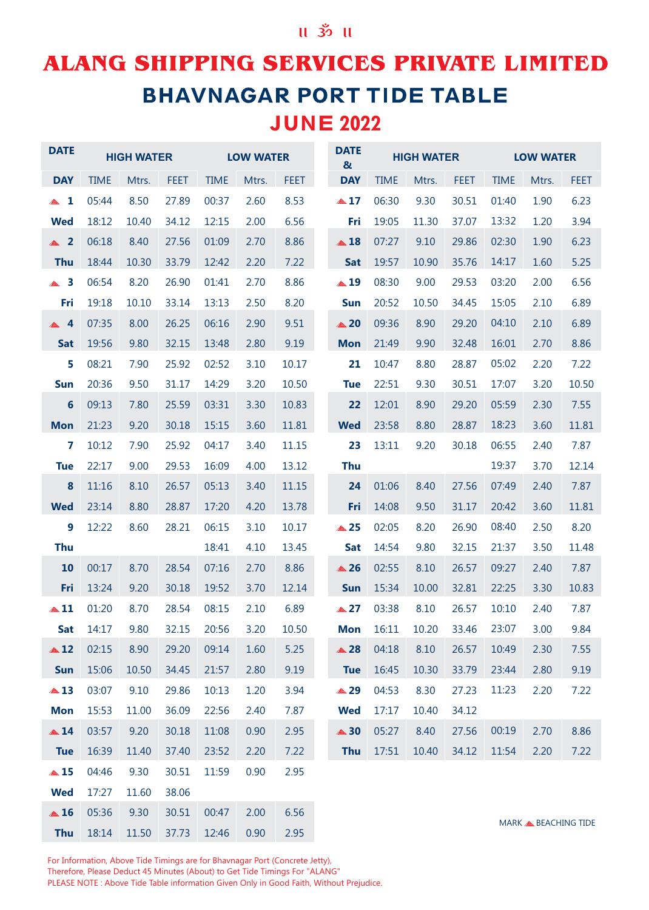॥ ॐ ॥

# ALANG SHIPPING SERVICES PRIVATE LIMITED

## BHAVNAGAR PORT TIDE TABLE

## JUNE 2022

| DATE | HIGH WATER | | | LOW WATER | | |
|---|---|---|---|---|---|---|
| DAY | TIME | Mtrs. | FEET | TIME | Mtrs. | FEET |
| ▲ 1 | 05:44 | 8.50 | 27.89 | 00:37 | 2.60 | 8.53 |
| Wed | 18:12 | 10.40 | 34.12 | 12:15 | 2.00 | 6.56 |
| ▲ 2 | 06:18 | 8.40 | 27.56 | 01:09 | 2.70 | 8.86 |
| Thu | 18:44 | 10.30 | 33.79 | 12:42 | 2.20 | 7.22 |
| ▲ 3 | 06:54 | 8.20 | 26.90 | 01:41 | 2.70 | 8.86 |
| Fri | 19:18 | 10.10 | 33.14 | 13:13 | 2.50 | 8.20 |
| ▲ 4 | 07:35 | 8.00 | 26.25 | 06:16 | 2.90 | 9.51 |
| Sat | 19:56 | 9.80 | 32.15 | 13:48 | 2.80 | 9.19 |
| 5 | 08:21 | 7.90 | 25.92 | 02:52 | 3.10 | 10.17 |
| Sun | 20:36 | 9.50 | 31.17 | 14:29 | 3.20 | 10.50 |
| 6 | 09:13 | 7.80 | 25.59 | 03:31 | 3.30 | 10.83 |
| Mon | 21:23 | 9.20 | 30.18 | 15:15 | 3.60 | 11.81 |
| 7 | 10:12 | 7.90 | 25.92 | 04:17 | 3.40 | 11.15 |
| Tue | 22:17 | 9.00 | 29.53 | 16:09 | 4.00 | 13.12 |
| 8 | 11:16 | 8.10 | 26.57 | 05:13 | 3.40 | 11.15 |
| Wed | 23:14 | 8.80 | 28.87 | 17:20 | 4.20 | 13.78 |
| 9 | 12:22 | 8.60 | 28.21 | 06:15 | 3.10 | 10.17 |
| Thu | | | | 18:41 | 4.10 | 13.45 |
| 10 | 00:17 | 8.70 | 28.54 | 07:16 | 2.70 | 8.86 |
| Fri | 13:24 | 9.20 | 30.18 | 19:52 | 3.70 | 12.14 |
| ▲ 11 | 01:20 | 8.70 | 28.54 | 08:15 | 2.10 | 6.89 |
| Sat | 14:17 | 9.80 | 32.15 | 20:56 | 3.20 | 10.50 |
| ▲ 12 | 02:15 | 8.90 | 29.20 | 09:14 | 1.60 | 5.25 |
| Sun | 15:06 | 10.50 | 34.45 | 21:57 | 2.80 | 9.19 |
| ▲ 13 | 03:07 | 9.10 | 29.86 | 10:13 | 1.20 | 3.94 |
| Mon | 15:53 | 11.00 | 36.09 | 22:56 | 2.40 | 7.87 |
| ▲ 14 | 03:57 | 9.20 | 30.18 | 11:08 | 0.90 | 2.95 |
| Tue | 16:39 | 11.40 | 37.40 | 23:52 | 2.20 | 7.22 |
| ▲ 15 | 04:46 | 9.30 | 30.51 | 11:59 | 0.90 | 2.95 |
| Wed | 17:27 | 11.60 | 38.06 | | | |
| ▲ 16 | 05:36 | 9.30 | 30.51 | 00:47 | 2.00 | 6.56 |
| Thu | 18:14 | 11.50 | 37.73 | 12:46 | 0.90 | 2.95 |
| ▲ 17 | 06:30 | 9.30 | 30.51 | 01:40 | 1.90 | 6.23 |
| Fri | 19:05 | 11.30 | 37.07 | 13:32 | 1.20 | 3.94 |
| ▲ 18 | 07:27 | 9.10 | 29.86 | 02:30 | 1.90 | 6.23 |
| Sat | 19:57 | 10.90 | 35.76 | 14:17 | 1.60 | 5.25 |
| ▲ 19 | 08:30 | 9.00 | 29.53 | 03:20 | 2.00 | 6.56 |
| Sun | 20:52 | 10.50 | 34.45 | 15:05 | 2.10 | 6.89 |
| ▲ 20 | 09:36 | 8.90 | 29.20 | 04:10 | 2.10 | 6.89 |
| Mon | 21:49 | 9.90 | 32.48 | 16:01 | 2.70 | 8.86 |
| 21 | 10:47 | 8.80 | 28.87 | 05:02 | 2.20 | 7.22 |
| Tue | 22:51 | 9.30 | 30.51 | 17:07 | 3.20 | 10.50 |
| 22 | 12:01 | 8.90 | 29.20 | 05:59 | 2.30 | 7.55 |
| Wed | 23:58 | 8.80 | 28.87 | 18:23 | 3.60 | 11.81 |
| 23 | 13:11 | 9.20 | 30.18 | 06:55 | 2.40 | 7.87 |
| Thu | | | | 19:37 | 3.70 | 12.14 |
| 24 | 01:06 | 8.40 | 27.56 | 07:49 | 2.40 | 7.87 |
| Fri | 14:08 | 9.50 | 31.17 | 20:42 | 3.60 | 11.81 |
| ▲ 25 | 02:05 | 8.20 | 26.90 | 08:40 | 2.50 | 8.20 |
| Sat | 14:54 | 9.80 | 32.15 | 21:37 | 3.50 | 11.48 |
| ▲ 26 | 02:55 | 8.10 | 26.57 | 09:27 | 2.40 | 7.87 |
| Sun | 15:34 | 10.00 | 32.81 | 22:25 | 3.30 | 10.83 |
| ▲ 27 | 03:38 | 8.10 | 26.57 | 10:10 | 2.40 | 7.87 |
| Mon | 16:11 | 10.20 | 33.46 | 23:07 | 3.00 | 9.84 |
| ▲ 28 | 04:18 | 8.10 | 26.57 | 10:49 | 2.30 | 7.55 |
| Tue | 16:45 | 10.30 | 33.79 | 23:44 | 2.80 | 9.19 |
| ▲ 29 | 04:53 | 8.30 | 27.23 | 11:23 | 2.20 | 7.22 |
| Wed | 17:17 | 10.40 | 34.12 | | | |
| ▲ 30 | 05:27 | 8.40 | 27.56 | 00:19 | 2.70 | 8.86 |
| Thu | 17:51 | 10.40 | 34.12 | 11:54 | 2.20 | 7.22 |

MARK ▲ BEACHING TIDE

For Information, Above Tide Timings are for Bhavnagar Port (Concrete Jetty),
Therefore, Please Deduct 45 Minutes (About) to Get Tide Timings For "ALANG"
PLEASE NOTE : Above Tide Table information Given Only in Good Faith, Without Prejudice.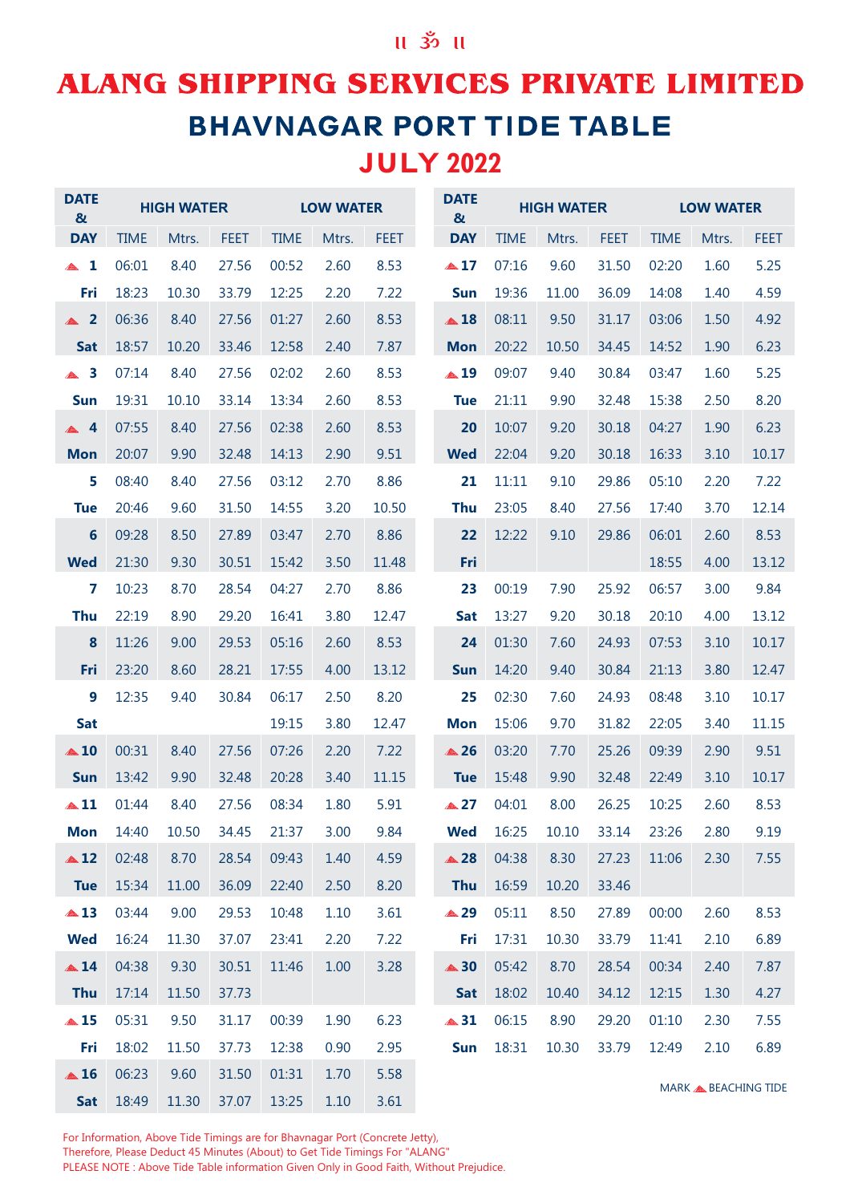॥ ॐ ॥

# ALANG SHIPPING SERVICES PRIVATE LIMITED

## BHAVNAGAR PORT TIDE TABLE

## JULY 2022

| DATE & DAY | HIGH WATER TIME | HIGH WATER Mtrs. | HIGH WATER FEET | LOW WATER TIME | LOW WATER Mtrs. | LOW WATER FEET |
|---|---|---|---|---|---|---|
| ▲ 1 | 06:01 | 8.40 | 27.56 | 00:52 | 2.60 | 8.53 |
| Fri | 18:23 | 10.30 | 33.79 | 12:25 | 2.20 | 7.22 |
| ▲ 2 | 06:36 | 8.40 | 27.56 | 01:27 | 2.60 | 8.53 |
| Sat | 18:57 | 10.20 | 33.46 | 12:58 | 2.40 | 7.87 |
| ▲ 3 | 07:14 | 8.40 | 27.56 | 02:02 | 2.60 | 8.53 |
| Sun | 19:31 | 10.10 | 33.14 | 13:34 | 2.60 | 8.53 |
| ▲ 4 | 07:55 | 8.40 | 27.56 | 02:38 | 2.60 | 8.53 |
| Mon | 20:07 | 9.90 | 32.48 | 14:13 | 2.90 | 9.51 |
| 5 | 08:40 | 8.40 | 27.56 | 03:12 | 2.70 | 8.86 |
| Tue | 20:46 | 9.60 | 31.50 | 14:55 | 3.20 | 10.50 |
| 6 | 09:28 | 8.50 | 27.89 | 03:47 | 2.70 | 8.86 |
| Wed | 21:30 | 9.30 | 30.51 | 15:42 | 3.50 | 11.48 |
| 7 | 10:23 | 8.70 | 28.54 | 04:27 | 2.70 | 8.86 |
| Thu | 22:19 | 8.90 | 29.20 | 16:41 | 3.80 | 12.47 |
| 8 | 11:26 | 9.00 | 29.53 | 05:16 | 2.60 | 8.53 |
| Fri | 23:20 | 8.60 | 28.21 | 17:55 | 4.00 | 13.12 |
| 9 | 12:35 | 9.40 | 30.84 | 06:17 | 2.50 | 8.20 |
| Sat | | | | 19:15 | 3.80 | 12.47 |
| ▲ 10 | 00:31 | 8.40 | 27.56 | 07:26 | 2.20 | 7.22 |
| Sun | 13:42 | 9.90 | 32.48 | 20:28 | 3.40 | 11.15 |
| ▲ 11 | 01:44 | 8.40 | 27.56 | 08:34 | 1.80 | 5.91 |
| Mon | 14:40 | 10.50 | 34.45 | 21:37 | 3.00 | 9.84 |
| ▲ 12 | 02:48 | 8.70 | 28.54 | 09:43 | 1.40 | 4.59 |
| Tue | 15:34 | 11.00 | 36.09 | 22:40 | 2.50 | 8.20 |
| ▲ 13 | 03:44 | 9.00 | 29.53 | 10:48 | 1.10 | 3.61 |
| Wed | 16:24 | 11.30 | 37.07 | 23:41 | 2.20 | 7.22 |
| ▲ 14 | 04:38 | 9.30 | 30.51 | 11:46 | 1.00 | 3.28 |
| Thu | 17:14 | 11.50 | 37.73 | | | |
| ▲ 15 | 05:31 | 9.50 | 31.17 | 00:39 | 1.90 | 6.23 |
| Fri | 18:02 | 11.50 | 37.73 | 12:38 | 0.90 | 2.95 |
| ▲ 16 | 06:23 | 9.60 | 31.50 | 01:31 | 1.70 | 5.58 |
| Sat | 18:49 | 11.30 | 37.07 | 13:25 | 1.10 | 3.61 |
| ▲ 17 | 07:16 | 9.60 | 31.50 | 02:20 | 1.60 | 5.25 |
| Sun | 19:36 | 11.00 | 36.09 | 14:08 | 1.40 | 4.59 |
| ▲ 18 | 08:11 | 9.50 | 31.17 | 03:06 | 1.50 | 4.92 |
| Mon | 20:22 | 10.50 | 34.45 | 14:52 | 1.90 | 6.23 |
| ▲ 19 | 09:07 | 9.40 | 30.84 | 03:47 | 1.60 | 5.25 |
| Tue | 21:11 | 9.90 | 32.48 | 15:38 | 2.50 | 8.20 |
| 20 | 10:07 | 9.20 | 30.18 | 04:27 | 1.90 | 6.23 |
| Wed | 22:04 | 9.20 | 30.18 | 16:33 | 3.10 | 10.17 |
| 21 | 11:11 | 9.10 | 29.86 | 05:10 | 2.20 | 7.22 |
| Thu | 23:05 | 8.40 | 27.56 | 17:40 | 3.70 | 12.14 |
| 22 | 12:22 | 9.10 | 29.86 | 06:01 | 2.60 | 8.53 |
| Fri | | | | 18:55 | 4.00 | 13.12 |
| 23 | 00:19 | 7.90 | 25.92 | 06:57 | 3.00 | 9.84 |
| Sat | 13:27 | 9.20 | 30.18 | 20:10 | 4.00 | 13.12 |
| 24 | 01:30 | 7.60 | 24.93 | 07:53 | 3.10 | 10.17 |
| Sun | 14:20 | 9.40 | 30.84 | 21:13 | 3.80 | 12.47 |
| 25 | 02:30 | 7.60 | 24.93 | 08:48 | 3.10 | 10.17 |
| Mon | 15:06 | 9.70 | 31.82 | 22:05 | 3.40 | 11.15 |
| ▲ 26 | 03:20 | 7.70 | 25.26 | 09:39 | 2.90 | 9.51 |
| Tue | 15:48 | 9.90 | 32.48 | 22:49 | 3.10 | 10.17 |
| ▲ 27 | 04:01 | 8.00 | 26.25 | 10:25 | 2.60 | 8.53 |
| Wed | 16:25 | 10.10 | 33.14 | 23:26 | 2.80 | 9.19 |
| ▲ 28 | 04:38 | 8.30 | 27.23 | 11:06 | 2.30 | 7.55 |
| Thu | 16:59 | 10.20 | 33.46 | | | |
| ▲ 29 | 05:11 | 8.50 | 27.89 | 00:00 | 2.60 | 8.53 |
| Fri | 17:31 | 10.30 | 33.79 | 11:41 | 2.10 | 6.89 |
| ▲ 30 | 05:42 | 8.70 | 28.54 | 00:34 | 2.40 | 7.87 |
| Sat | 18:02 | 10.40 | 34.12 | 12:15 | 1.30 | 4.27 |
| ▲ 31 | 06:15 | 8.90 | 29.20 | 01:10 | 2.30 | 7.55 |
| Sun | 18:31 | 10.30 | 33.79 | 12:49 | 2.10 | 6.89 |

MARK ▲ BEACHING TIDE

For Information, Above Tide Timings are for Bhavnagar Port (Concrete Jetty),
Therefore, Please Deduct 45 Minutes (About) to Get Tide Timings For "ALANG"
PLEASE NOTE : Above Tide Table information Given Only in Good Faith, Without Prejudice.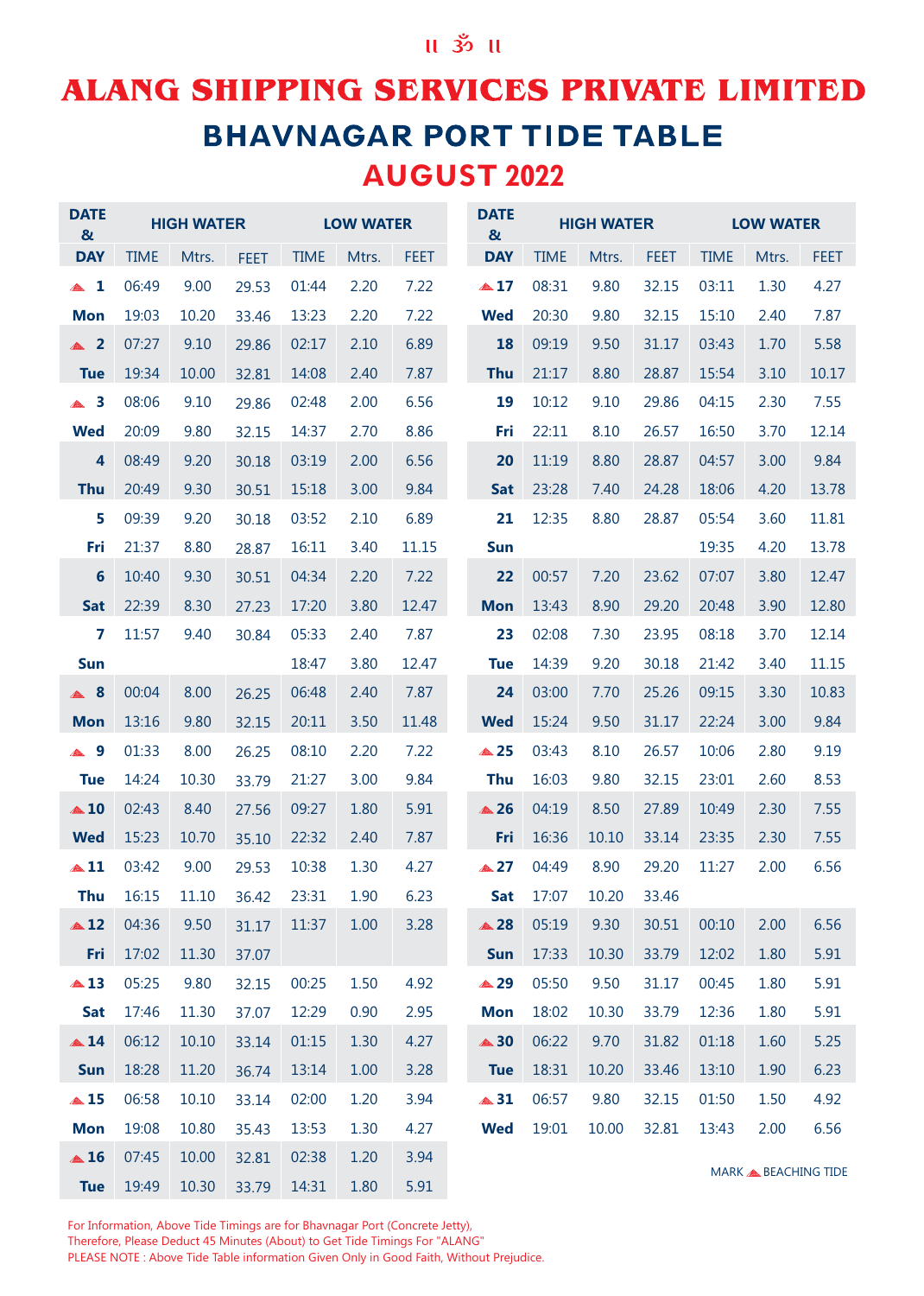॥ ॐ ॥

# ALANG SHIPPING SERVICES PRIVATE LIMITED

## BHAVNAGAR PORT TIDE TABLE

## AUGUST 2022

| DATE & DAY | HIGH WATER TIME | HIGH WATER Mtrs. | HIGH WATER FEET | LOW WATER TIME | LOW WATER Mtrs. | LOW WATER FEET |
|---|---|---|---|---|---|---|
| ▲ 1 | 06:49 | 9.00 | 29.53 | 01:44 | 2.20 | 7.22 |
| Mon | 19:03 | 10.20 | 33.46 | 13:23 | 2.20 | 7.22 |
| ▲ 2 | 07:27 | 9.10 | 29.86 | 02:17 | 2.10 | 6.89 |
| Tue | 19:34 | 10.00 | 32.81 | 14:08 | 2.40 | 7.87 |
| ▲ 3 | 08:06 | 9.10 | 29.86 | 02:48 | 2.00 | 6.56 |
| Wed | 20:09 | 9.80 | 32.15 | 14:37 | 2.70 | 8.86 |
| 4 | 08:49 | 9.20 | 30.18 | 03:19 | 2.00 | 6.56 |
| Thu | 20:49 | 9.30 | 30.51 | 15:18 | 3.00 | 9.84 |
| 5 | 09:39 | 9.20 | 30.18 | 03:52 | 2.10 | 6.89 |
| Fri | 21:37 | 8.80 | 28.87 | 16:11 | 3.40 | 11.15 |
| 6 | 10:40 | 9.30 | 30.51 | 04:34 | 2.20 | 7.22 |
| Sat | 22:39 | 8.30 | 27.23 | 17:20 | 3.80 | 12.47 |
| 7 | 11:57 | 9.40 | 30.84 | 05:33 | 2.40 | 7.87 |
| Sun | | | | 18:47 | 3.80 | 12.47 |
| ▲ 8 | 00:04 | 8.00 | 26.25 | 06:48 | 2.40 | 7.87 |
| Mon | 13:16 | 9.80 | 32.15 | 20:11 | 3.50 | 11.48 |
| ▲ 9 | 01:33 | 8.00 | 26.25 | 08:10 | 2.20 | 7.22 |
| Tue | 14:24 | 10.30 | 33.79 | 21:27 | 3.00 | 9.84 |
| ▲ 10 | 02:43 | 8.40 | 27.56 | 09:27 | 1.80 | 5.91 |
| Wed | 15:23 | 10.70 | 35.10 | 22:32 | 2.40 | 7.87 |
| ▲ 11 | 03:42 | 9.00 | 29.53 | 10:38 | 1.30 | 4.27 |
| Thu | 16:15 | 11.10 | 36.42 | 23:31 | 1.90 | 6.23 |
| ▲ 12 | 04:36 | 9.50 | 31.17 | 11:37 | 1.00 | 3.28 |
| Fri | 17:02 | 11.30 | 37.07 | | | |
| ▲ 13 | 05:25 | 9.80 | 32.15 | 00:25 | 1.50 | 4.92 |
| Sat | 17:46 | 11.30 | 37.07 | 12:29 | 0.90 | 2.95 |
| ▲ 14 | 06:12 | 10.10 | 33.14 | 01:15 | 1.30 | 4.27 |
| Sun | 18:28 | 11.20 | 36.74 | 13:14 | 1.00 | 3.28 |
| ▲ 15 | 06:58 | 10.10 | 33.14 | 02:00 | 1.20 | 3.94 |
| Mon | 19:08 | 10.80 | 35.43 | 13:53 | 1.30 | 4.27 |
| ▲ 16 | 07:45 | 10.00 | 32.81 | 02:38 | 1.20 | 3.94 |
| Tue | 19:49 | 10.30 | 33.79 | 14:31 | 1.80 | 5.91 |
| ▲ 17 | 08:31 | 9.80 | 32.15 | 03:11 | 1.30 | 4.27 |
| Wed | 20:30 | 9.80 | 32.15 | 15:10 | 2.40 | 7.87 |
| 18 | 09:19 | 9.50 | 31.17 | 03:43 | 1.70 | 5.58 |
| Thu | 21:17 | 8.80 | 28.87 | 15:54 | 3.10 | 10.17 |
| 19 | 10:12 | 9.10 | 29.86 | 04:15 | 2.30 | 7.55 |
| Fri | 22:11 | 8.10 | 26.57 | 16:50 | 3.70 | 12.14 |
| 20 | 11:19 | 8.80 | 28.87 | 04:57 | 3.00 | 9.84 |
| Sat | 23:28 | 7.40 | 24.28 | 18:06 | 4.20 | 13.78 |
| 21 | 12:35 | 8.80 | 28.87 | 05:54 | 3.60 | 11.81 |
| Sun | | | | 19:35 | 4.20 | 13.78 |
| 22 | 00:57 | 7.20 | 23.62 | 07:07 | 3.80 | 12.47 |
| Mon | 13:43 | 8.90 | 29.20 | 20:48 | 3.90 | 12.80 |
| 23 | 02:08 | 7.30 | 23.95 | 08:18 | 3.70 | 12.14 |
| Tue | 14:39 | 9.20 | 30.18 | 21:42 | 3.40 | 11.15 |
| 24 | 03:00 | 7.70 | 25.26 | 09:15 | 3.30 | 10.83 |
| Wed | 15:24 | 9.50 | 31.17 | 22:24 | 3.00 | 9.84 |
| ▲ 25 | 03:43 | 8.10 | 26.57 | 10:06 | 2.80 | 9.19 |
| Thu | 16:03 | 9.80 | 32.15 | 23:01 | 2.60 | 8.53 |
| ▲ 26 | 04:19 | 8.50 | 27.89 | 10:49 | 2.30 | 7.55 |
| Fri | 16:36 | 10.10 | 33.14 | 23:35 | 2.30 | 7.55 |
| ▲ 27 | 04:49 | 8.90 | 29.20 | 11:27 | 2.00 | 6.56 |
| Sat | 17:07 | 10.20 | 33.46 | | | |
| ▲ 28 | 05:19 | 9.30 | 30.51 | 00:10 | 2.00 | 6.56 |
| Sun | 17:33 | 10.30 | 33.79 | 12:02 | 1.80 | 5.91 |
| ▲ 29 | 05:50 | 9.50 | 31.17 | 00:45 | 1.80 | 5.91 |
| Mon | 18:02 | 10.30 | 33.79 | 12:36 | 1.80 | 5.91 |
| ▲ 30 | 06:22 | 9.70 | 31.82 | 01:18 | 1.60 | 5.25 |
| Tue | 18:31 | 10.20 | 33.46 | 13:10 | 1.90 | 6.23 |
| ▲ 31 | 06:57 | 9.80 | 32.15 | 01:50 | 1.50 | 4.92 |
| Wed | 19:01 | 10.00 | 32.81 | 13:43 | 2.00 | 6.56 |

MARK ▲ BEACHING TIDE

For Information, Above Tide Timings are for Bhavnagar Port (Concrete Jetty),
Therefore, Please Deduct 45 Minutes (About) to Get Tide Timings For "ALANG"
PLEASE NOTE : Above Tide Table information Given Only in Good Faith, Without Prejudice.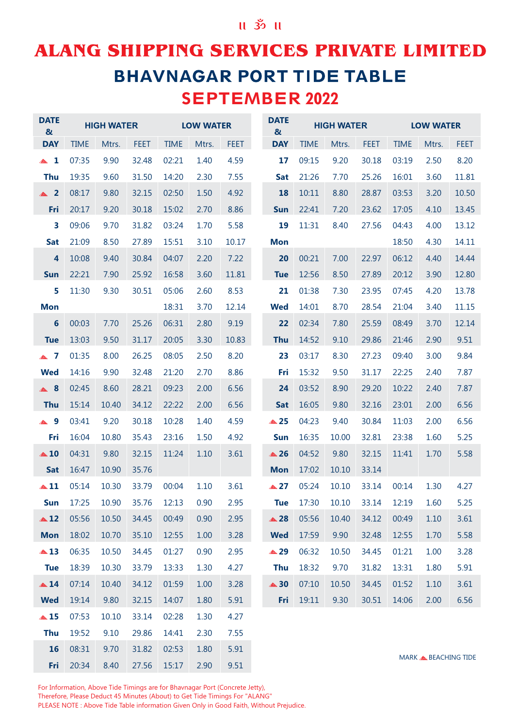॥ ॐ ॥

# ALANG SHIPPING SERVICES PRIVATE LIMITED

## BHAVNAGAR PORT TIDE TABLE

## SEPTEMBER 2022

| DATE & DAY | HIGH WATER | | | LOW WATER | | |
|---|---|---|---|---|---|---|
| | TIME | Mtrs. | FEET | TIME | Mtrs. | FEET |
| ▲ 1 | 07:35 | 9.90 | 32.48 | 02:21 | 1.40 | 4.59 |
| Thu | 19:35 | 9.60 | 31.50 | 14:20 | 2.30 | 7.55 |
| ▲ 2 | 08:17 | 9.80 | 32.15 | 02:50 | 1.50 | 4.92 |
| Fri | 20:17 | 9.20 | 30.18 | 15:02 | 2.70 | 8.86 |
| 3 | 09:06 | 9.70 | 31.82 | 03:24 | 1.70 | 5.58 |
| Sat | 21:09 | 8.50 | 27.89 | 15:51 | 3.10 | 10.17 |
| 4 | 10:08 | 9.40 | 30.84 | 04:07 | 2.20 | 7.22 |
| Sun | 22:21 | 7.90 | 25.92 | 16:58 | 3.60 | 11.81 |
| 5 | 11:30 | 9.30 | 30.51 | 05:06 | 2.60 | 8.53 |
| Mon | | | | 18:31 | 3.70 | 12.14 |
| 6 | 00:03 | 7.70 | 25.26 | 06:31 | 2.80 | 9.19 |
| Tue | 13:03 | 9.50 | 31.17 | 20:05 | 3.30 | 10.83 |
| ▲ 7 | 01:35 | 8.00 | 26.25 | 08:05 | 2.50 | 8.20 |
| Wed | 14:16 | 9.90 | 32.48 | 21:20 | 2.70 | 8.86 |
| ▲ 8 | 02:45 | 8.60 | 28.21 | 09:23 | 2.00 | 6.56 |
| Thu | 15:14 | 10.40 | 34.12 | 22:22 | 2.00 | 6.56 |
| ▲ 9 | 03:41 | 9.20 | 30.18 | 10:28 | 1.40 | 4.59 |
| Fri | 16:04 | 10.80 | 35.43 | 23:16 | 1.50 | 4.92 |
| ▲ 10 | 04:31 | 9.80 | 32.15 | 11:24 | 1.10 | 3.61 |
| Sat | 16:47 | 10.90 | 35.76 | | | |
| ▲ 11 | 05:14 | 10.30 | 33.79 | 00:04 | 1.10 | 3.61 |
| Sun | 17:25 | 10.90 | 35.76 | 12:13 | 0.90 | 2.95 |
| ▲ 12 | 05:56 | 10.50 | 34.45 | 00:49 | 0.90 | 2.95 |
| Mon | 18:02 | 10.70 | 35.10 | 12:55 | 1.00 | 3.28 |
| ▲ 13 | 06:35 | 10.50 | 34.45 | 01:27 | 0.90 | 2.95 |
| Tue | 18:39 | 10.30 | 33.79 | 13:33 | 1.30 | 4.27 |
| ▲ 14 | 07:14 | 10.40 | 34.12 | 01:59 | 1.00 | 3.28 |
| Wed | 19:14 | 9.80 | 32.15 | 14:07 | 1.80 | 5.91 |
| ▲ 15 | 07:53 | 10.10 | 33.14 | 02:28 | 1.30 | 4.27 |
| Thu | 19:52 | 9.10 | 29.86 | 14:41 | 2.30 | 7.55 |
| 16 | 08:31 | 9.70 | 31.82 | 02:53 | 1.80 | 5.91 |
| Fri | 20:34 | 8.40 | 27.56 | 15:17 | 2.90 | 9.51 |
| 17 | 09:15 | 9.20 | 30.18 | 03:19 | 2.50 | 8.20 |
| Sat | 21:26 | 7.70 | 25.26 | 16:01 | 3.60 | 11.81 |
| 18 | 10:11 | 8.80 | 28.87 | 03:53 | 3.20 | 10.50 |
| Sun | 22:41 | 7.20 | 23.62 | 17:05 | 4.10 | 13.45 |
| 19 | 11:31 | 8.40 | 27.56 | 04:43 | 4.00 | 13.12 |
| Mon | | | | 18:50 | 4.30 | 14.11 |
| 20 | 00:21 | 7.00 | 22.97 | 06:12 | 4.40 | 14.44 |
| Tue | 12:56 | 8.50 | 27.89 | 20:12 | 3.90 | 12.80 |
| 21 | 01:38 | 7.30 | 23.95 | 07:45 | 4.20 | 13.78 |
| Wed | 14:01 | 8.70 | 28.54 | 21:04 | 3.40 | 11.15 |
| 22 | 02:34 | 7.80 | 25.59 | 08:49 | 3.70 | 12.14 |
| Thu | 14:52 | 9.10 | 29.86 | 21:46 | 2.90 | 9.51 |
| 23 | 03:17 | 8.30 | 27.23 | 09:40 | 3.00 | 9.84 |
| Fri | 15:32 | 9.50 | 31.17 | 22:25 | 2.40 | 7.87 |
| 24 | 03:52 | 8.90 | 29.20 | 10:22 | 2.40 | 7.87 |
| Sat | 16:05 | 9.80 | 32.16 | 23:01 | 2.00 | 6.56 |
| ▲ 25 | 04:23 | 9.40 | 30.84 | 11:03 | 2.00 | 6.56 |
| Sun | 16:35 | 10.00 | 32.81 | 23:38 | 1.60 | 5.25 |
| ▲ 26 | 04:52 | 9.80 | 32.15 | 11:41 | 1.70 | 5.58 |
| Mon | 17:02 | 10.10 | 33.14 | | | |
| ▲ 27 | 05:24 | 10.10 | 33.14 | 00:14 | 1.30 | 4.27 |
| Tue | 17:30 | 10.10 | 33.14 | 12:19 | 1.60 | 5.25 |
| ▲ 28 | 05:56 | 10.40 | 34.12 | 00:49 | 1.10 | 3.61 |
| Wed | 17:59 | 9.90 | 32.48 | 12:55 | 1.70 | 5.58 |
| ▲ 29 | 06:32 | 10.50 | 34.45 | 01:21 | 1.00 | 3.28 |
| Thu | 18:32 | 9.70 | 31.82 | 13:31 | 1.80 | 5.91 |
| ▲ 30 | 07:10 | 10.50 | 34.45 | 01:52 | 1.10 | 3.61 |
| Fri | 19:11 | 9.30 | 30.51 | 14:06 | 2.00 | 6.56 |

MARK ▲ BEACHING TIDE

For Information, Above Tide Timings are for Bhavnagar Port (Concrete Jetty),
Therefore, Please Deduct 45 Minutes (About) to Get Tide Timings For "ALANG"
PLEASE NOTE : Above Tide Table information Given Only in Good Faith, Without Prejudice.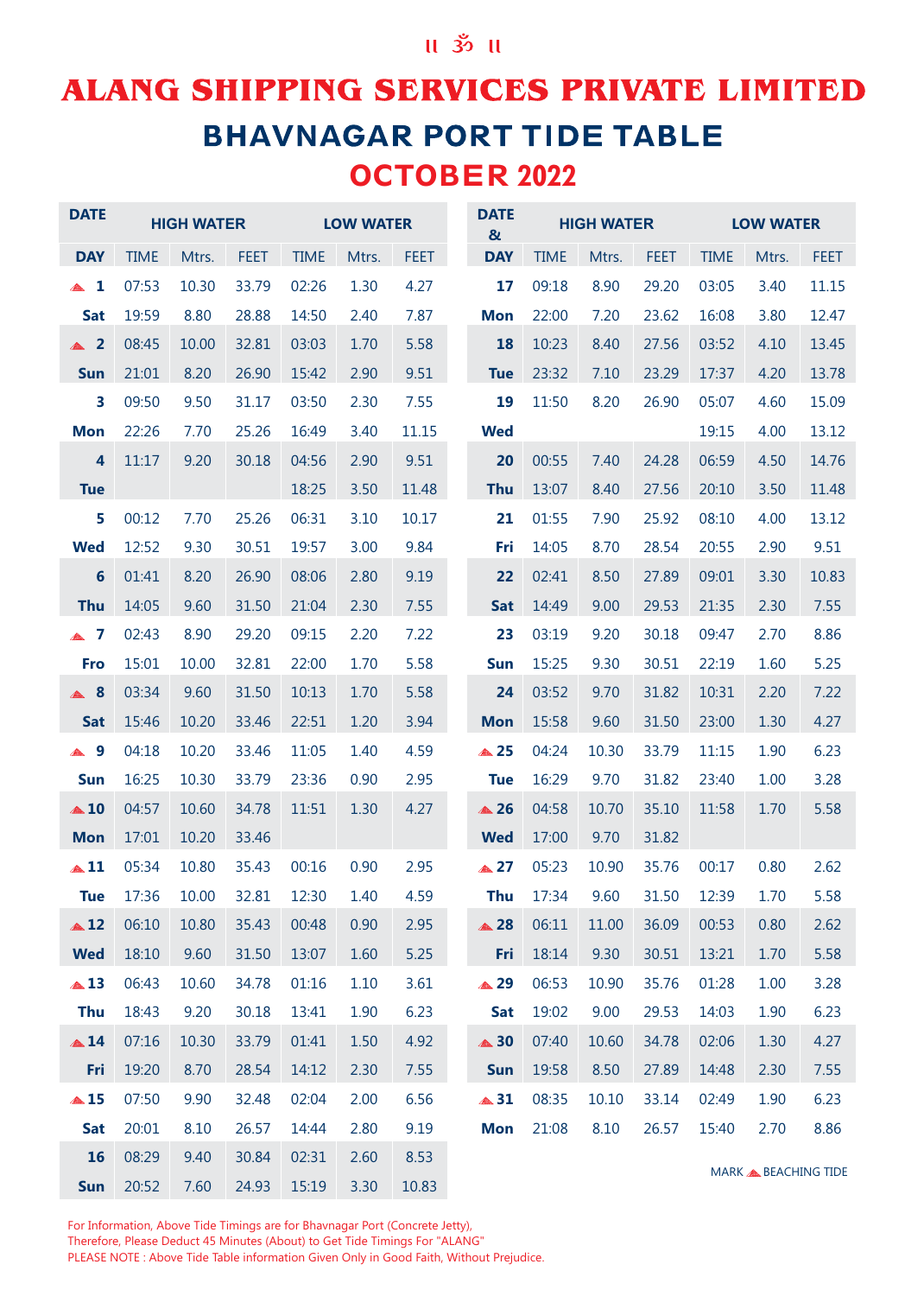॥ ॐ ॥

# ALANG SHIPPING SERVICES PRIVATE LIMITED

## BHAVNAGAR PORT TIDE TABLE

## OCTOBER 2022

| DATE | HIGH WATER | | | LOW WATER | | |
|---|---|---|---|---|---|---|
| DAY | TIME | Mtrs. | FEET | TIME | Mtrs. | FEET |
| ▲ 1 | 07:53 | 10.30 | 33.79 | 02:26 | 1.30 | 4.27 |
| Sat | 19:59 | 8.80 | 28.88 | 14:50 | 2.40 | 7.87 |
| ▲ 2 | 08:45 | 10.00 | 32.81 | 03:03 | 1.70 | 5.58 |
| Sun | 21:01 | 8.20 | 26.90 | 15:42 | 2.90 | 9.51 |
| 3 | 09:50 | 9.50 | 31.17 | 03:50 | 2.30 | 7.55 |
| Mon | 22:26 | 7.70 | 25.26 | 16:49 | 3.40 | 11.15 |
| 4 | 11:17 | 9.20 | 30.18 | 04:56 | 2.90 | 9.51 |
| Tue | | | | 18:25 | 3.50 | 11.48 |
| 5 | 00:12 | 7.70 | 25.26 | 06:31 | 3.10 | 10.17 |
| Wed | 12:52 | 9.30 | 30.51 | 19:57 | 3.00 | 9.84 |
| 6 | 01:41 | 8.20 | 26.90 | 08:06 | 2.80 | 9.19 |
| Thu | 14:05 | 9.60 | 31.50 | 21:04 | 2.30 | 7.55 |
| ▲ 7 | 02:43 | 8.90 | 29.20 | 09:15 | 2.20 | 7.22 |
| Fro | 15:01 | 10.00 | 32.81 | 22:00 | 1.70 | 5.58 |
| ▲ 8 | 03:34 | 9.60 | 31.50 | 10:13 | 1.70 | 5.58 |
| Sat | 15:46 | 10.20 | 33.46 | 22:51 | 1.20 | 3.94 |
| ▲ 9 | 04:18 | 10.20 | 33.46 | 11:05 | 1.40 | 4.59 |
| Sun | 16:25 | 10.30 | 33.79 | 23:36 | 0.90 | 2.95 |
| ▲ 10 | 04:57 | 10.60 | 34.78 | 11:51 | 1.30 | 4.27 |
| Mon | 17:01 | 10.20 | 33.46 | | | |
| ▲ 11 | 05:34 | 10.80 | 35.43 | 00:16 | 0.90 | 2.95 |
| Tue | 17:36 | 10.00 | 32.81 | 12:30 | 1.40 | 4.59 |
| ▲ 12 | 06:10 | 10.80 | 35.43 | 00:48 | 0.90 | 2.95 |
| Wed | 18:10 | 9.60 | 31.50 | 13:07 | 1.60 | 5.25 |
| ▲ 13 | 06:43 | 10.60 | 34.78 | 01:16 | 1.10 | 3.61 |
| Thu | 18:43 | 9.20 | 30.18 | 13:41 | 1.90 | 6.23 |
| ▲ 14 | 07:16 | 10.30 | 33.79 | 01:41 | 1.50 | 4.92 |
| Fri | 19:20 | 8.70 | 28.54 | 14:12 | 2.30 | 7.55 |
| ▲ 15 | 07:50 | 9.90 | 32.48 | 02:04 | 2.00 | 6.56 |
| Sat | 20:01 | 8.10 | 26.57 | 14:44 | 2.80 | 9.19 |
| 16 | 08:29 | 9.40 | 30.84 | 02:31 | 2.60 | 8.53 |
| Sun | 20:52 | 7.60 | 24.93 | 15:19 | 3.30 | 10.83 |

| DATE & DAY | HIGH WATER | | | LOW WATER | | |
|---|---|---|---|---|---|---|
| DAY | TIME | Mtrs. | FEET | TIME | Mtrs. | FEET |
| 17 | 09:18 | 8.90 | 29.20 | 03:05 | 3.40 | 11.15 |
| Mon | 22:00 | 7.20 | 23.62 | 16:08 | 3.80 | 12.47 |
| 18 | 10:23 | 8.40 | 27.56 | 03:52 | 4.10 | 13.45 |
| Tue | 23:32 | 7.10 | 23.29 | 17:37 | 4.20 | 13.78 |
| 19 | 11:50 | 8.20 | 26.90 | 05:07 | 4.60 | 15.09 |
| Wed | | | | 19:15 | 4.00 | 13.12 |
| 20 | 00:55 | 7.40 | 24.28 | 06:59 | 4.50 | 14.76 |
| Thu | 13:07 | 8.40 | 27.56 | 20:10 | 3.50 | 11.48 |
| 21 | 01:55 | 7.90 | 25.92 | 08:10 | 4.00 | 13.12 |
| Fri | 14:05 | 8.70 | 28.54 | 20:55 | 2.90 | 9.51 |
| 22 | 02:41 | 8.50 | 27.89 | 09:01 | 3.30 | 10.83 |
| Sat | 14:49 | 9.00 | 29.53 | 21:35 | 2.30 | 7.55 |
| 23 | 03:19 | 9.20 | 30.18 | 09:47 | 2.70 | 8.86 |
| Sun | 15:25 | 9.30 | 30.51 | 22:19 | 1.60 | 5.25 |
| 24 | 03:52 | 9.70 | 31.82 | 10:31 | 2.20 | 7.22 |
| Mon | 15:58 | 9.60 | 31.50 | 23:00 | 1.30 | 4.27 |
| ▲ 25 | 04:24 | 10.30 | 33.79 | 11:15 | 1.90 | 6.23 |
| Tue | 16:29 | 9.70 | 31.82 | 23:40 | 1.00 | 3.28 |
| ▲ 26 | 04:58 | 10.70 | 35.10 | 11:58 | 1.70 | 5.58 |
| Wed | 17:00 | 9.70 | 31.82 | | | |
| ▲ 27 | 05:23 | 10.90 | 35.76 | 00:17 | 0.80 | 2.62 |
| Thu | 17:34 | 9.60 | 31.50 | 12:39 | 1.70 | 5.58 |
| ▲ 28 | 06:11 | 11.00 | 36.09 | 00:53 | 0.80 | 2.62 |
| Fri | 18:14 | 9.30 | 30.51 | 13:21 | 1.70 | 5.58 |
| ▲ 29 | 06:53 | 10.90 | 35.76 | 01:28 | 1.00 | 3.28 |
| Sat | 19:02 | 9.00 | 29.53 | 14:03 | 1.90 | 6.23 |
| ▲ 30 | 07:40 | 10.60 | 34.78 | 02:06 | 1.30 | 4.27 |
| Sun | 19:58 | 8.50 | 27.89 | 14:48 | 2.30 | 7.55 |
| ▲ 31 | 08:35 | 10.10 | 33.14 | 02:49 | 1.90 | 6.23 |
| Mon | 21:08 | 8.10 | 26.57 | 15:40 | 2.70 | 8.86 |

MARK ▲ BEACHING TIDE

For Information, Above Tide Timings are for Bhavnagar Port (Concrete Jetty),
Therefore, Please Deduct 45 Minutes (About) to Get Tide Timings For "ALANG"
PLEASE NOTE : Above Tide Table information Given Only in Good Faith, Without Prejudice.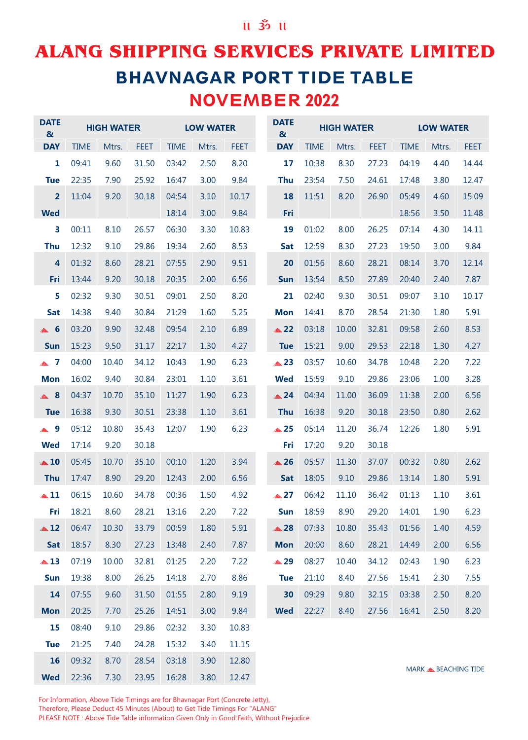॥ ॐ ॥

# ALANG SHIPPING SERVICES PRIVATE LIMITED

## BHAVNAGAR PORT TIDE TABLE

## NOVEMBER 2022

| DATE & DAY | HIGH WATER | | | LOW WATER | | | DATE & DAY | HIGH WATER | | | LOW WATER | | |
|---|---|---|---|---|---|---|---|---|---|---|---|---|---|
| | TIME | Mtrs. | FEET | TIME | Mtrs. | FEET | | TIME | Mtrs. | FEET | TIME | Mtrs. | FEET |
| 1 | 09:41 | 9.60 | 31.50 | 03:42 | 2.50 | 8.20 | 17 | 10:38 | 8.30 | 27.23 | 04:19 | 4.40 | 14.44 |
| Tue | 22:35 | 7.90 | 25.92 | 16:47 | 3.00 | 9.84 | Thu | 23:54 | 7.50 | 24.61 | 17:48 | 3.80 | 12.47 |
| 2 | 11:04 | 9.20 | 30.18 | 04:54 | 3.10 | 10.17 | 18 | 11:51 | 8.20 | 26.90 | 05:49 | 4.60 | 15.09 |
| Wed | | | | 18:14 | 3.00 | 9.84 | Fri | | | | 18:56 | 3.50 | 11.48 |
| 3 | 00:11 | 8.10 | 26.57 | 06:30 | 3.30 | 10.83 | 19 | 01:02 | 8.00 | 26.25 | 07:14 | 4.30 | 14.11 |
| Thu | 12:32 | 9.10 | 29.86 | 19:34 | 2.60 | 8.53 | Sat | 12:59 | 8.30 | 27.23 | 19:50 | 3.00 | 9.84 |
| 4 | 01:32 | 8.60 | 28.21 | 07:55 | 2.90 | 9.51 | 20 | 01:56 | 8.60 | 28.21 | 08:14 | 3.70 | 12.14 |
| Fri | 13:44 | 9.20 | 30.18 | 20:35 | 2.00 | 6.56 | Sun | 13:54 | 8.50 | 27.89 | 20:40 | 2.40 | 7.87 |
| 5 | 02:32 | 9.30 | 30.51 | 09:01 | 2.50 | 8.20 | 21 | 02:40 | 9.30 | 30.51 | 09:07 | 3.10 | 10.17 |
| Sat | 14:38 | 9.40 | 30.84 | 21:29 | 1.60 | 5.25 | Mon | 14:41 | 8.70 | 28.54 | 21:30 | 1.80 | 5.91 |
| ▲ 6 | 03:20 | 9.90 | 32.48 | 09:54 | 2.10 | 6.89 | ▲ 22 | 03:18 | 10.00 | 32.81 | 09:58 | 2.60 | 8.53 |
| Sun | 15:23 | 9.50 | 31.17 | 22:17 | 1.30 | 4.27 | Tue | 15:21 | 9.00 | 29.53 | 22:18 | 1.30 | 4.27 |
| ▲ 7 | 04:00 | 10.40 | 34.12 | 10:43 | 1.90 | 6.23 | ▲ 23 | 03:57 | 10.60 | 34.78 | 10:48 | 2.20 | 7.22 |
| Mon | 16:02 | 9.40 | 30.84 | 23:01 | 1.10 | 3.61 | Wed | 15:59 | 9.10 | 29.86 | 23:06 | 1.00 | 3.28 |
| ▲ 8 | 04:37 | 10.70 | 35.10 | 11:27 | 1.90 | 6.23 | ▲ 24 | 04:34 | 11.00 | 36.09 | 11:38 | 2.00 | 6.56 |
| Tue | 16:38 | 9.30 | 30.51 | 23:38 | 1.10 | 3.61 | Thu | 16:38 | 9.20 | 30.18 | 23:50 | 0.80 | 2.62 |
| ▲ 9 | 05:12 | 10.80 | 35.43 | 12:07 | 1.90 | 6.23 | ▲ 25 | 05:14 | 11.20 | 36.74 | 12:26 | 1.80 | 5.91 |
| Wed | 17:14 | 9.20 | 30.18 | | | | Fri | 17:20 | 9.20 | 30.18 | | | |
| ▲ 10 | 05:45 | 10.70 | 35.10 | 00:10 | 1.20 | 3.94 | ▲ 26 | 05:57 | 11.30 | 37.07 | 00:32 | 0.80 | 2.62 |
| Thu | 17:47 | 8.90 | 29.20 | 12:43 | 2.00 | 6.56 | Sat | 18:05 | 9.10 | 29.86 | 13:14 | 1.80 | 5.91 |
| ▲ 11 | 06:15 | 10.60 | 34.78 | 00:36 | 1.50 | 4.92 | ▲ 27 | 06:42 | 11.10 | 36.42 | 01:13 | 1.10 | 3.61 |
| Fri | 18:21 | 8.60 | 28.21 | 13:16 | 2.20 | 7.22 | Sun | 18:59 | 8.90 | 29.20 | 14:01 | 1.90 | 6.23 |
| ▲ 12 | 06:47 | 10.30 | 33.79 | 00:59 | 1.80 | 5.91 | ▲ 28 | 07:33 | 10.80 | 35.43 | 01:56 | 1.40 | 4.59 |
| Sat | 18:57 | 8.30 | 27.23 | 13:48 | 2.40 | 7.87 | Mon | 20:00 | 8.60 | 28.21 | 14:49 | 2.00 | 6.56 |
| ▲ 13 | 07:19 | 10.00 | 32.81 | 01:25 | 2.20 | 7.22 | ▲ 29 | 08:27 | 10.40 | 34.12 | 02:43 | 1.90 | 6.23 |
| Sun | 19:38 | 8.00 | 26.25 | 14:18 | 2.70 | 8.86 | Tue | 21:10 | 8.40 | 27.56 | 15:41 | 2.30 | 7.55 |
| 14 | 07:55 | 9.60 | 31.50 | 01:55 | 2.80 | 9.19 | 30 | 09:29 | 9.80 | 32.15 | 03:38 | 2.50 | 8.20 |
| Mon | 20:25 | 7.70 | 25.26 | 14:51 | 3.00 | 9.84 | Wed | 22:27 | 8.40 | 27.56 | 16:41 | 2.50 | 8.20 |
| 15 | 08:40 | 9.10 | 29.86 | 02:32 | 3.30 | 10.83 | | | | | | | |
| Tue | 21:25 | 7.40 | 24.28 | 15:32 | 3.40 | 11.15 | | | | | | | |
| 16 | 09:32 | 8.70 | 28.54 | 03:18 | 3.90 | 12.80 | | | | | | | |
| Wed | 22:36 | 7.30 | 23.95 | 16:28 | 3.80 | 12.47 | | | | | | | |

MARK ▲ BEACHING TIDE

For Information, Above Tide Timings are for Bhavnagar Port (Concrete Jetty),
Therefore, Please Deduct 45 Minutes (About) to Get Tide Timings For "ALANG"
PLEASE NOTE : Above Tide Table information Given Only in Good Faith, Without Prejudice.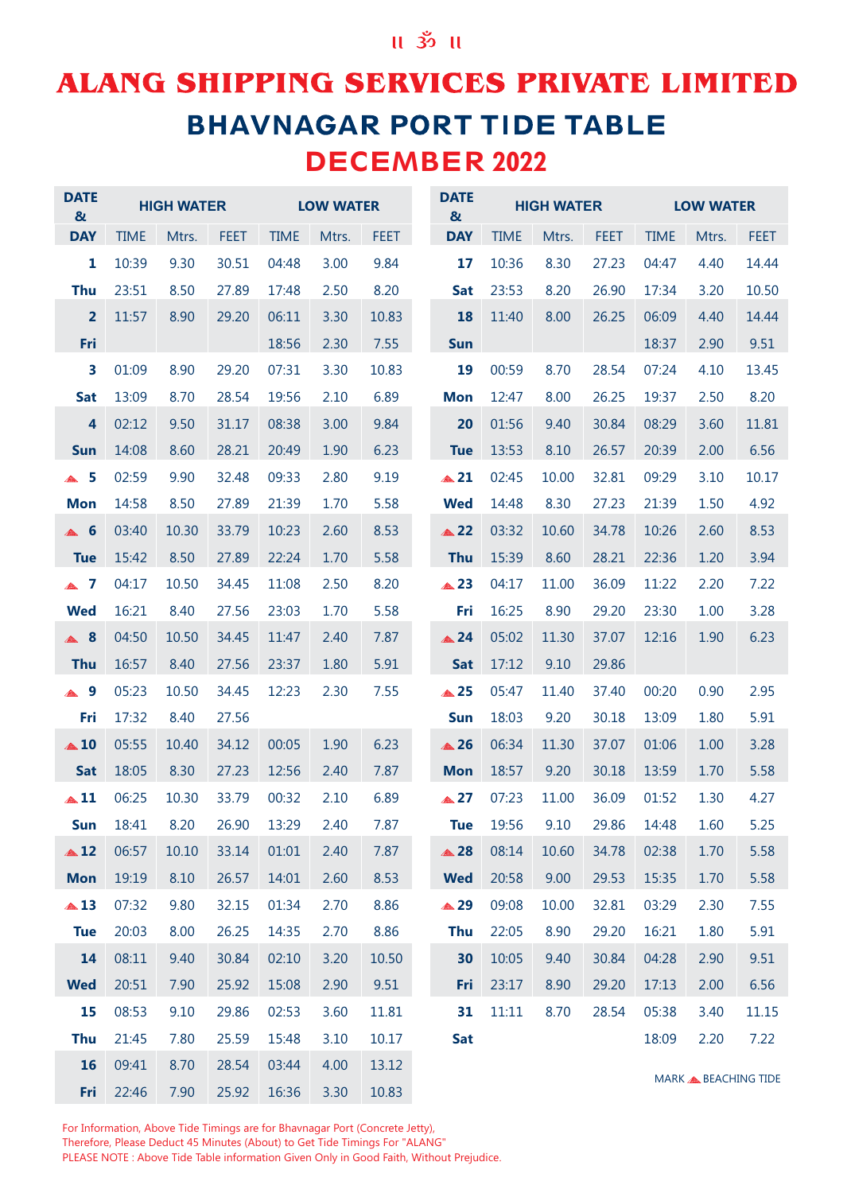॥ ॐ ॥

# ALANG SHIPPING SERVICES PRIVATE LIMITED

## BHAVNAGAR PORT TIDE TABLE

## DECEMBER 2022

| DATE & DAY | HIGH WATER | | | LOW WATER | | |
|---|---|---|---|---|---|---|
| | TIME | Mtrs. | FEET | TIME | Mtrs. | FEET |
| 1 Thu | 10:39 | 9.30 | 30.51 | 04:48 | 3.00 | 9.84 |
| | 23:51 | 8.50 | 27.89 | 17:48 | 2.50 | 8.20 |
| 2 Fri | 11:57 | 8.90 | 29.20 | 06:11 | 3.30 | 10.83 |
| | | | | 18:56 | 2.30 | 7.55 |
| 3 Sat | 01:09 | 8.90 | 29.20 | 07:31 | 3.30 | 10.83 |
| | 13:09 | 8.70 | 28.54 | 19:56 | 2.10 | 6.89 |
| 4 Sun | 02:12 | 9.50 | 31.17 | 08:38 | 3.00 | 9.84 |
| | 14:08 | 8.60 | 28.21 | 20:49 | 1.90 | 6.23 |
| ▲ 5 Mon | 02:59 | 9.90 | 32.48 | 09:33 | 2.80 | 9.19 |
| | 14:58 | 8.50 | 27.89 | 21:39 | 1.70 | 5.58 |
| ▲ 6 Tue | 03:40 | 10.30 | 33.79 | 10:23 | 2.60 | 8.53 |
| | 15:42 | 8.50 | 27.89 | 22:24 | 1.70 | 5.58 |
| ▲ 7 Wed | 04:17 | 10.50 | 34.45 | 11:08 | 2.50 | 8.20 |
| | 16:21 | 8.40 | 27.56 | 23:03 | 1.70 | 5.58 |
| ▲ 8 Thu | 04:50 | 10.50 | 34.45 | 11:47 | 2.40 | 7.87 |
| | 16:57 | 8.40 | 27.56 | 23:37 | 1.80 | 5.91 |
| ▲ 9 Fri | 05:23 | 10.50 | 34.45 | 12:23 | 2.30 | 7.55 |
| | 17:32 | 8.40 | 27.56 | | | |
| ▲ 10 Sat | 05:55 | 10.40 | 34.12 | 00:05 | 1.90 | 6.23 |
| | 18:05 | 8.30 | 27.23 | 12:56 | 2.40 | 7.87 |
| ▲ 11 Sun | 06:25 | 10.30 | 33.79 | 00:32 | 2.10 | 6.89 |
| | 18:41 | 8.20 | 26.90 | 13:29 | 2.40 | 7.87 |
| ▲ 12 Mon | 06:57 | 10.10 | 33.14 | 01:01 | 2.40 | 7.87 |
| | 19:19 | 8.10 | 26.57 | 14:01 | 2.60 | 8.53 |
| ▲ 13 Tue | 07:32 | 9.80 | 32.15 | 01:34 | 2.70 | 8.86 |
| | 20:03 | 8.00 | 26.25 | 14:35 | 2.70 | 8.86 |
| 14 Wed | 08:11 | 9.40 | 30.84 | 02:10 | 3.20 | 10.50 |
| | 20:51 | 7.90 | 25.92 | 15:08 | 2.90 | 9.51 |
| 15 Thu | 08:53 | 9.10 | 29.86 | 02:53 | 3.60 | 11.81 |
| | 21:45 | 7.80 | 25.59 | 15:48 | 3.10 | 10.17 |
| 16 Fri | 09:41 | 8.70 | 28.54 | 03:44 | 4.00 | 13.12 |
| | 22:46 | 7.90 | 25.92 | 16:36 | 3.30 | 10.83 |
| 17 Sat | 10:36 | 8.30 | 27.23 | 04:47 | 4.40 | 14.44 |
| | 23:53 | 8.20 | 26.90 | 17:34 | 3.20 | 10.50 |
| 18 Sun | 11:40 | 8.00 | 26.25 | 06:09 | 4.40 | 14.44 |
| | | | | 18:37 | 2.90 | 9.51 |
| 19 Mon | 00:59 | 8.70 | 28.54 | 07:24 | 4.10 | 13.45 |
| | 12:47 | 8.00 | 26.25 | 19:37 | 2.50 | 8.20 |
| 20 Tue | 01:56 | 9.40 | 30.84 | 08:29 | 3.60 | 11.81 |
| | 13:53 | 8.10 | 26.57 | 20:39 | 2.00 | 6.56 |
| ▲ 21 Wed | 02:45 | 10.00 | 32.81 | 09:29 | 3.10 | 10.17 |
| | 14:48 | 8.30 | 27.23 | 21:39 | 1.50 | 4.92 |
| ▲ 22 Thu | 03:32 | 10.60 | 34.78 | 10:26 | 2.60 | 8.53 |
| | 15:39 | 8.60 | 28.21 | 22:36 | 1.20 | 3.94 |
| ▲ 23 Fri | 04:17 | 11.00 | 36.09 | 11:22 | 2.20 | 7.22 |
| | 16:25 | 8.90 | 29.20 | 23:30 | 1.00 | 3.28 |
| ▲ 24 Sat | 05:02 | 11.30 | 37.07 | 12:16 | 1.90 | 6.23 |
| | 17:12 | 9.10 | 29.86 | | | |
| ▲ 25 Sun | 05:47 | 11.40 | 37.40 | 00:20 | 0.90 | 2.95 |
| | 18:03 | 9.20 | 30.18 | 13:09 | 1.80 | 5.91 |
| ▲ 26 Mon | 06:34 | 11.30 | 37.07 | 01:06 | 1.00 | 3.28 |
| | 18:57 | 9.20 | 30.18 | 13:59 | 1.70 | 5.58 |
| ▲ 27 Tue | 07:23 | 11.00 | 36.09 | 01:52 | 1.30 | 4.27 |
| | 19:56 | 9.10 | 29.86 | 14:48 | 1.60 | 5.25 |
| ▲ 28 Wed | 08:14 | 10.60 | 34.78 | 02:38 | 1.70 | 5.58 |
| | 20:58 | 9.00 | 29.53 | 15:35 | 1.70 | 5.58 |
| ▲ 29 Thu | 09:08 | 10.00 | 32.81 | 03:29 | 2.30 | 7.55 |
| | 22:05 | 8.90 | 29.20 | 16:21 | 1.80 | 5.91 |
| 30 Fri | 10:05 | 9.40 | 30.84 | 04:28 | 2.90 | 9.51 |
| | 23:17 | 8.90 | 29.20 | 17:13 | 2.00 | 6.56 |
| 31 Sat | 11:11 | 8.70 | 28.54 | 05:38 | 3.40 | 11.15 |
| | | | | 18:09 | 2.20 | 7.22 |

MARK ▲ BEACHING TIDE

For Information, Above Tide Timings are for Bhavnagar Port (Concrete Jetty),
Therefore, Please Deduct 45 Minutes (About) to Get Tide Timings For "ALANG"
PLEASE NOTE : Above Tide Table information Given Only in Good Faith, Without Prejudice.